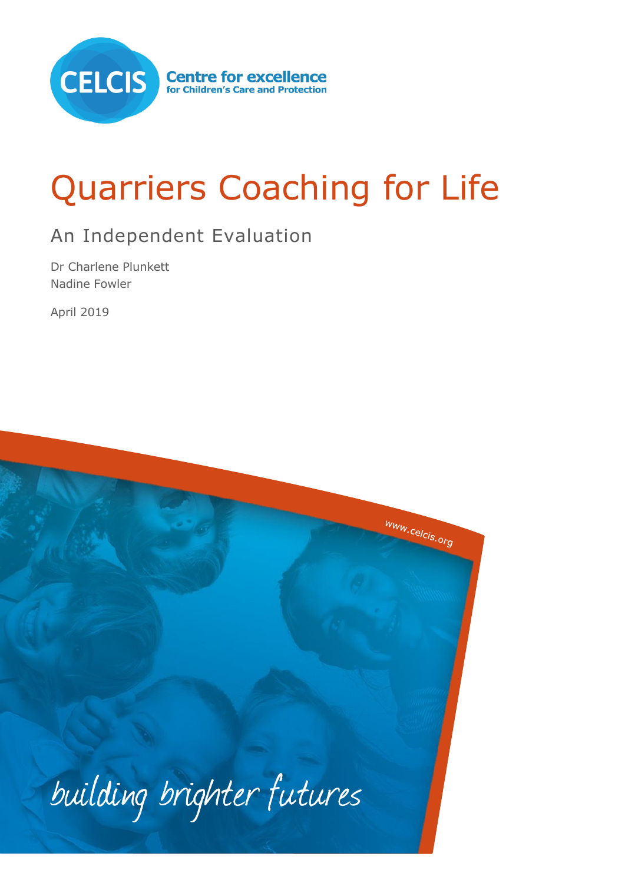CELCIS Centre for excellence for Children's Care and Protection

# Quarriers Coaching for Life

## An Independent Evaluation

Dr Charlene Plunkett
Nadine Fowler

April 2019

www.celcis.org

building brighter futures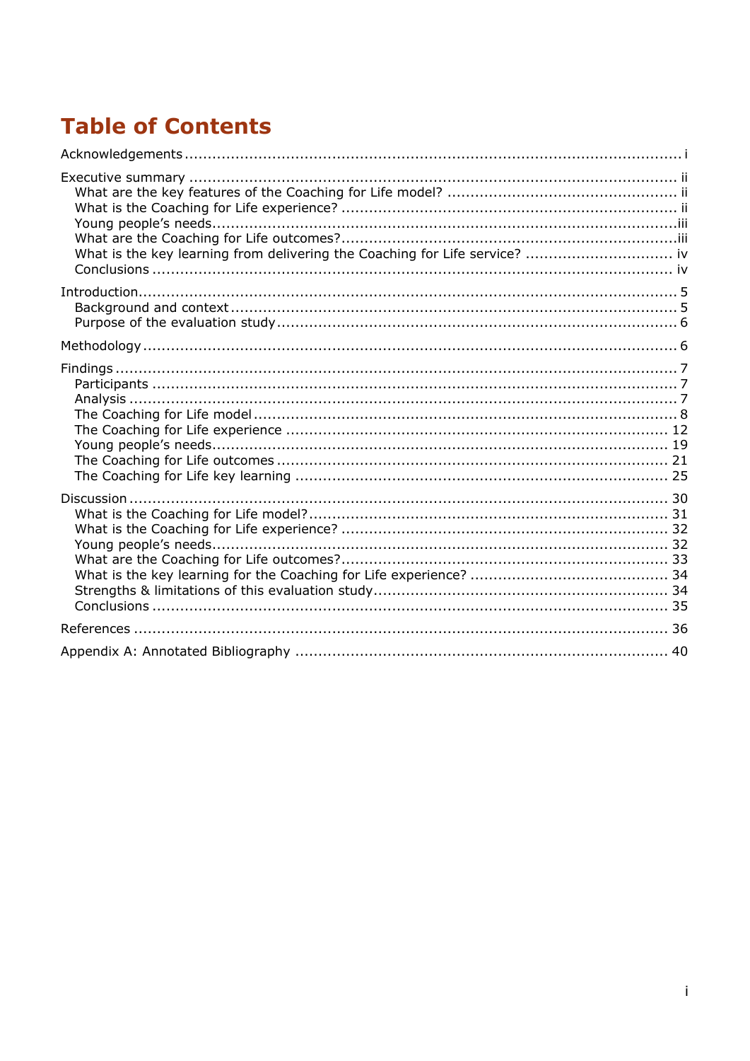# Table of Contents

Acknowledgements ........................................................................................................ i

Executive summary ....................................................................................................... ii
- What are the key features of the Coaching for Life model? ............................................... ii
- What is the Coaching for Life experience? ........................................................................ ii
- Young people's needs .................................................................................................... iii
- What are the Coaching for Life outcomes? ...................................................................... iii
- What is the key learning from delivering the Coaching for Life service? ............................ iv
- Conclusions ................................................................................................................. iv

Introduction .................................................................................................................... 5
- Background and context .................................................................................................. 5
- Purpose of the evaluation study ....................................................................................... 6

Methodology .................................................................................................................... 6

Findings ........................................................................................................................... 7
- Participants ..................................................................................................................... 7
- Analysis .......................................................................................................................... 7
- The Coaching for Life model ............................................................................................ 8
- The Coaching for Life experience ................................................................................... 12
- Young people's needs .................................................................................................... 19
- The Coaching for Life outcomes ..................................................................................... 21
- The Coaching for Life key learning ................................................................................. 25

Discussion ...................................................................................................................... 30
- What is the Coaching for Life model? ............................................................................. 31
- What is the Coaching for Life experience? ...................................................................... 32
- Young people's needs .................................................................................................... 32
- What are the Coaching for Life outcomes? ...................................................................... 33
- What is the key learning for the Coaching for Life experience? ........................................ 34
- Strengths & limitations of this evaluation study ............................................................... 34
- Conclusions ................................................................................................................... 35

References ..................................................................................................................... 36

Appendix A: Annotated Bibliography ................................................................................ 40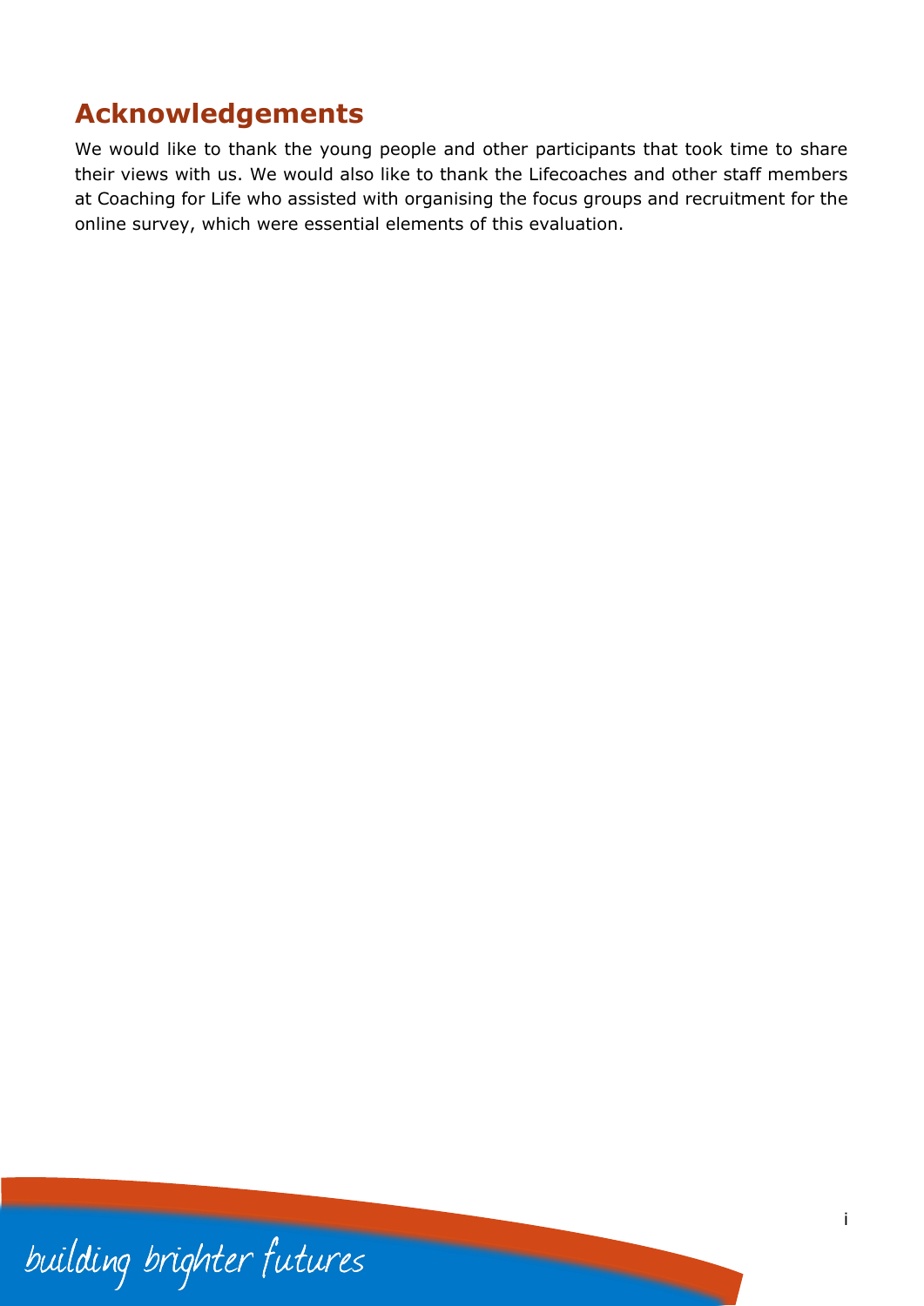## Acknowledgements

We would like to thank the young people and other participants that took time to share their views with us. We would also like to thank the Lifecoaches and other staff members at Coaching for Life who assisted with organising the focus groups and recruitment for the online survey, which were essential elements of this evaluation.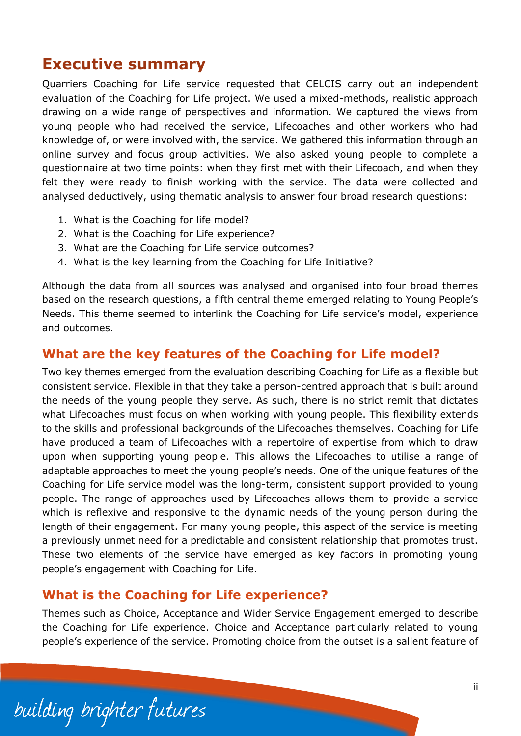## Executive summary

Quarriers Coaching for Life service requested that CELCIS carry out an independent evaluation of the Coaching for Life project. We used a mixed-methods, realistic approach drawing on a wide range of perspectives and information. We captured the views from young people who had received the service, Lifecoaches and other workers who had knowledge of, or were involved with, the service. We gathered this information through an online survey and focus group activities. We also asked young people to complete a questionnaire at two time points: when they first met with their Lifecoach, and when they felt they were ready to finish working with the service. The data were collected and analysed deductively, using thematic analysis to answer four broad research questions:

1. What is the Coaching for life model?
2. What is the Coaching for Life experience?
3. What are the Coaching for Life service outcomes?
4. What is the key learning from the Coaching for Life Initiative?

Although the data from all sources was analysed and organised into four broad themes based on the research questions, a fifth central theme emerged relating to Young People's Needs. This theme seemed to interlink the Coaching for Life service's model, experience and outcomes.

### What are the key features of the Coaching for Life model?

Two key themes emerged from the evaluation describing Coaching for Life as a flexible but consistent service. Flexible in that they take a person-centred approach that is built around the needs of the young people they serve. As such, there is no strict remit that dictates what Lifecoaches must focus on when working with young people. This flexibility extends to the skills and professional backgrounds of the Lifecoaches themselves. Coaching for Life have produced a team of Lifecoaches with a repertoire of expertise from which to draw upon when supporting young people. This allows the Lifecoaches to utilise a range of adaptable approaches to meet the young people's needs. One of the unique features of the Coaching for Life service model was the long-term, consistent support provided to young people. The range of approaches used by Lifecoaches allows them to provide a service which is reflexive and responsive to the dynamic needs of the young person during the length of their engagement. For many young people, this aspect of the service is meeting a previously unmet need for a predictable and consistent relationship that promotes trust. These two elements of the service have emerged as key factors in promoting young people's engagement with Coaching for Life.

### What is the Coaching for Life experience?

Themes such as Choice, Acceptance and Wider Service Engagement emerged to describe the Coaching for Life experience. Choice and Acceptance particularly related to young people's experience of the service. Promoting choice from the outset is a salient feature of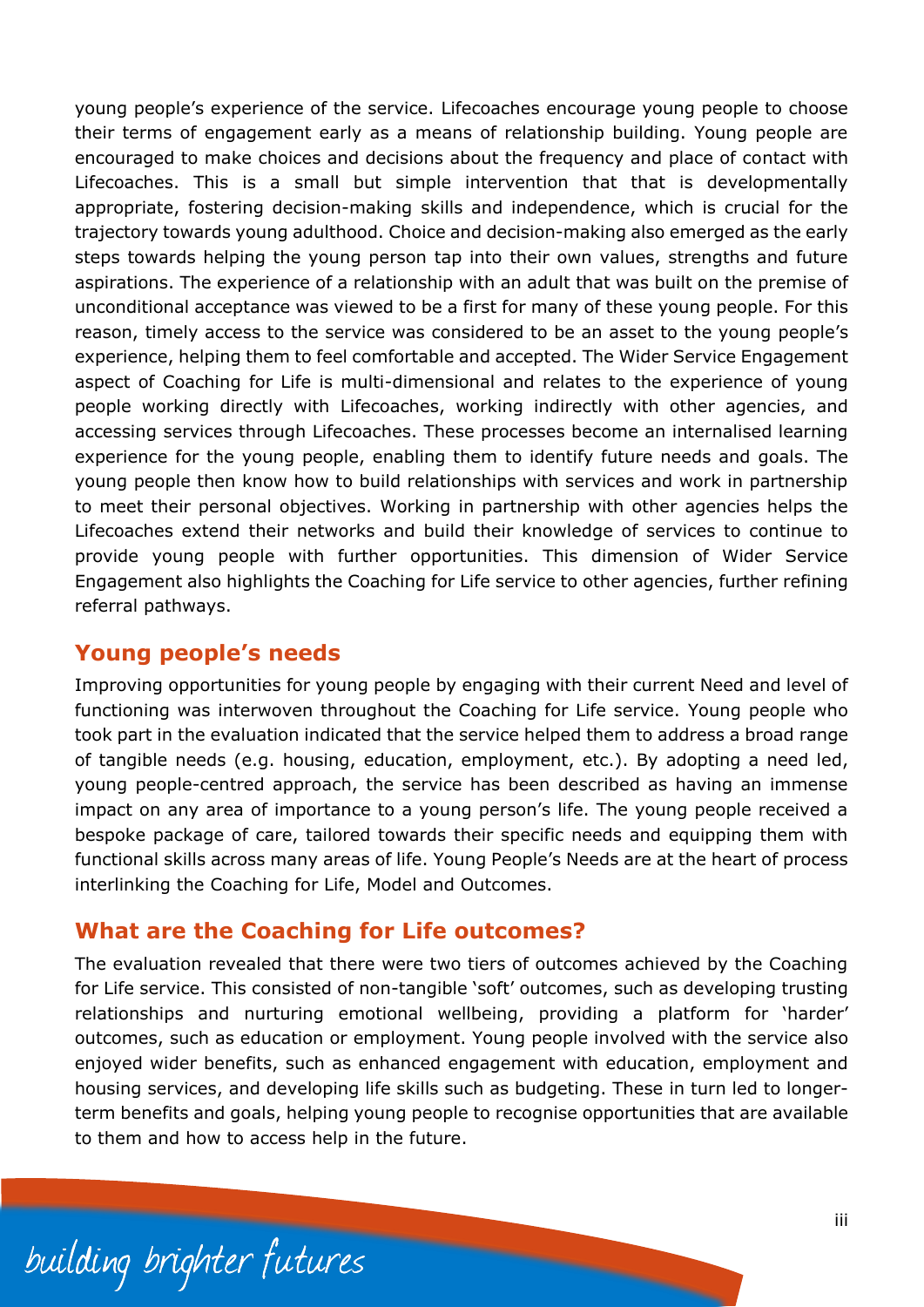young people's experience of the service. Lifecoaches encourage young people to choose their terms of engagement early as a means of relationship building. Young people are encouraged to make choices and decisions about the frequency and place of contact with Lifecoaches. This is a small but simple intervention that that is developmentally appropriate, fostering decision-making skills and independence, which is crucial for the trajectory towards young adulthood. Choice and decision-making also emerged as the early steps towards helping the young person tap into their own values, strengths and future aspirations. The experience of a relationship with an adult that was built on the premise of unconditional acceptance was viewed to be a first for many of these young people. For this reason, timely access to the service was considered to be an asset to the young people's experience, helping them to feel comfortable and accepted. The Wider Service Engagement aspect of Coaching for Life is multi-dimensional and relates to the experience of young people working directly with Lifecoaches, working indirectly with other agencies, and accessing services through Lifecoaches. These processes become an internalised learning experience for the young people, enabling them to identify future needs and goals. The young people then know how to build relationships with services and work in partnership to meet their personal objectives. Working in partnership with other agencies helps the Lifecoaches extend their networks and build their knowledge of services to continue to provide young people with further opportunities. This dimension of Wider Service Engagement also highlights the Coaching for Life service to other agencies, further refining referral pathways.

## Young people's needs

Improving opportunities for young people by engaging with their current Need and level of functioning was interwoven throughout the Coaching for Life service. Young people who took part in the evaluation indicated that the service helped them to address a broad range of tangible needs (e.g. housing, education, employment, etc.). By adopting a need led, young people-centred approach, the service has been described as having an immense impact on any area of importance to a young person's life. The young people received a bespoke package of care, tailored towards their specific needs and equipping them with functional skills across many areas of life. Young People's Needs are at the heart of process interlinking the Coaching for Life, Model and Outcomes.

## What are the Coaching for Life outcomes?

The evaluation revealed that there were two tiers of outcomes achieved by the Coaching for Life service. This consisted of non-tangible 'soft' outcomes, such as developing trusting relationships and nurturing emotional wellbeing, providing a platform for 'harder' outcomes, such as education or employment. Young people involved with the service also enjoyed wider benefits, such as enhanced engagement with education, employment and housing services, and developing life skills such as budgeting. These in turn led to longer-term benefits and goals, helping young people to recognise opportunities that are available to them and how to access help in the future.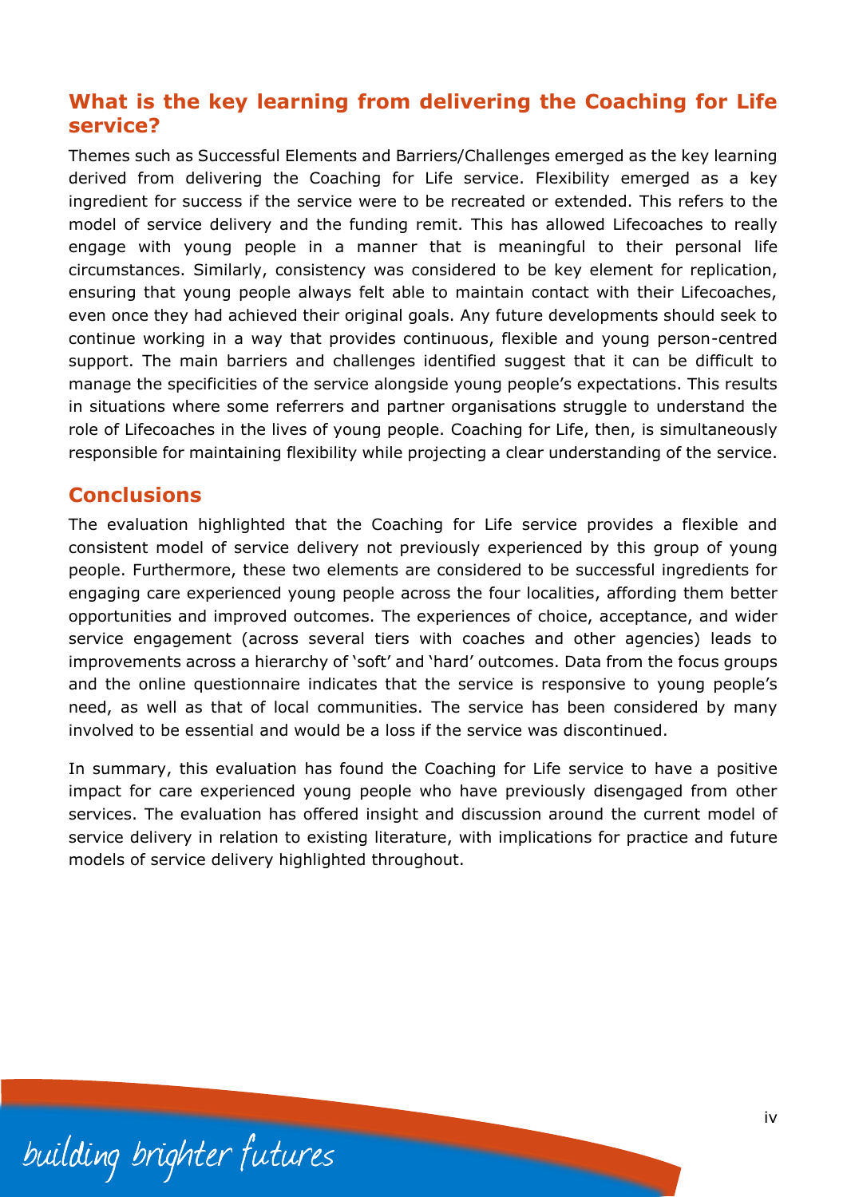## What is the key learning from delivering the Coaching for Life service?

Themes such as Successful Elements and Barriers/Challenges emerged as the key learning derived from delivering the Coaching for Life service. Flexibility emerged as a key ingredient for success if the service were to be recreated or extended. This refers to the model of service delivery and the funding remit. This has allowed Lifecoaches to really engage with young people in a manner that is meaningful to their personal life circumstances. Similarly, consistency was considered to be key element for replication, ensuring that young people always felt able to maintain contact with their Lifecoaches, even once they had achieved their original goals. Any future developments should seek to continue working in a way that provides continuous, flexible and young person-centred support. The main barriers and challenges identified suggest that it can be difficult to manage the specificities of the service alongside young people's expectations. This results in situations where some referrers and partner organisations struggle to understand the role of Lifecoaches in the lives of young people. Coaching for Life, then, is simultaneously responsible for maintaining flexibility while projecting a clear understanding of the service.

## Conclusions

The evaluation highlighted that the Coaching for Life service provides a flexible and consistent model of service delivery not previously experienced by this group of young people. Furthermore, these two elements are considered to be successful ingredients for engaging care experienced young people across the four localities, affording them better opportunities and improved outcomes. The experiences of choice, acceptance, and wider service engagement (across several tiers with coaches and other agencies) leads to improvements across a hierarchy of 'soft' and 'hard' outcomes. Data from the focus groups and the online questionnaire indicates that the service is responsive to young people's need, as well as that of local communities. The service has been considered by many involved to be essential and would be a loss if the service was discontinued.

In summary, this evaluation has found the Coaching for Life service to have a positive impact for care experienced young people who have previously disengaged from other services. The evaluation has offered insight and discussion around the current model of service delivery in relation to existing literature, with implications for practice and future models of service delivery highlighted throughout.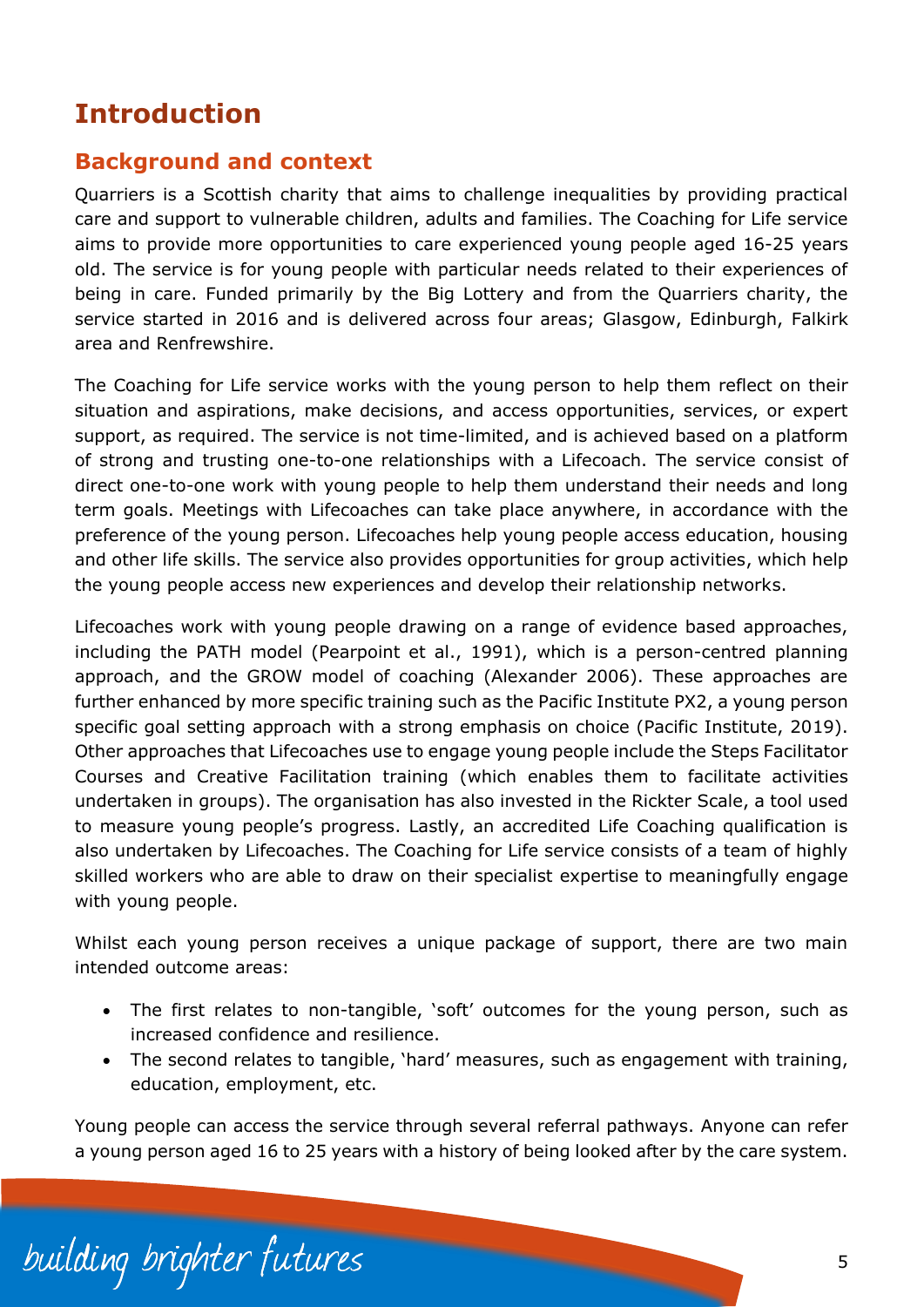# Introduction

## Background and context

Quarriers is a Scottish charity that aims to challenge inequalities by providing practical care and support to vulnerable children, adults and families. The Coaching for Life service aims to provide more opportunities to care experienced young people aged 16-25 years old. The service is for young people with particular needs related to their experiences of being in care. Funded primarily by the Big Lottery and from the Quarriers charity, the service started in 2016 and is delivered across four areas; Glasgow, Edinburgh, Falkirk area and Renfrewshire.

The Coaching for Life service works with the young person to help them reflect on their situation and aspirations, make decisions, and access opportunities, services, or expert support, as required. The service is not time-limited, and is achieved based on a platform of strong and trusting one-to-one relationships with a Lifecoach. The service consist of direct one-to-one work with young people to help them understand their needs and long term goals. Meetings with Lifecoaches can take place anywhere, in accordance with the preference of the young person. Lifecoaches help young people access education, housing and other life skills. The service also provides opportunities for group activities, which help the young people access new experiences and develop their relationship networks.

Lifecoaches work with young people drawing on a range of evidence based approaches, including the PATH model (Pearpoint et al., 1991), which is a person-centred planning approach, and the GROW model of coaching (Alexander 2006). These approaches are further enhanced by more specific training such as the Pacific Institute PX2, a young person specific goal setting approach with a strong emphasis on choice (Pacific Institute, 2019). Other approaches that Lifecoaches use to engage young people include the Steps Facilitator Courses and Creative Facilitation training (which enables them to facilitate activities undertaken in groups). The organisation has also invested in the Rickter Scale, a tool used to measure young people's progress. Lastly, an accredited Life Coaching qualification is also undertaken by Lifecoaches. The Coaching for Life service consists of a team of highly skilled workers who are able to draw on their specialist expertise to meaningfully engage with young people.

Whilst each young person receives a unique package of support, there are two main intended outcome areas:

- The first relates to non-tangible, 'soft' outcomes for the young person, such as increased confidence and resilience.
- The second relates to tangible, 'hard' measures, such as engagement with training, education, employment, etc.

Young people can access the service through several referral pathways. Anyone can refer a young person aged 16 to 25 years with a history of being looked after by the care system.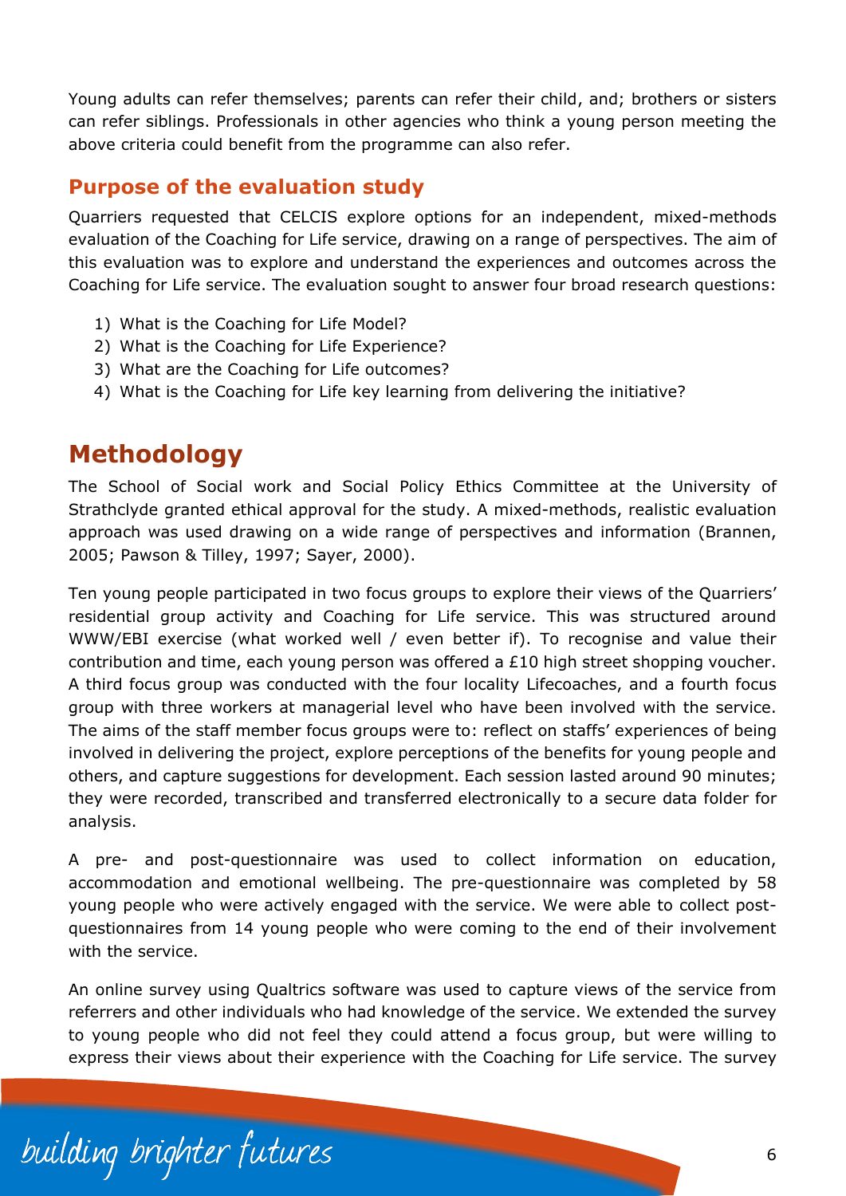Young adults can refer themselves; parents can refer their child, and; brothers or sisters can refer siblings. Professionals in other agencies who think a young person meeting the above criteria could benefit from the programme can also refer.

### Purpose of the evaluation study

Quarriers requested that CELCIS explore options for an independent, mixed-methods evaluation of the Coaching for Life service, drawing on a range of perspectives. The aim of this evaluation was to explore and understand the experiences and outcomes across the Coaching for Life service. The evaluation sought to answer four broad research questions:

1) What is the Coaching for Life Model?
2) What is the Coaching for Life Experience?
3) What are the Coaching for Life outcomes?
4) What is the Coaching for Life key learning from delivering the initiative?

## Methodology

The School of Social work and Social Policy Ethics Committee at the University of Strathclyde granted ethical approval for the study. A mixed-methods, realistic evaluation approach was used drawing on a wide range of perspectives and information (Brannen, 2005; Pawson & Tilley, 1997; Sayer, 2000).

Ten young people participated in two focus groups to explore their views of the Quarriers' residential group activity and Coaching for Life service. This was structured around WWW/EBI exercise (what worked well / even better if). To recognise and value their contribution and time, each young person was offered a £10 high street shopping voucher. A third focus group was conducted with the four locality Lifecoaches, and a fourth focus group with three workers at managerial level who have been involved with the service. The aims of the staff member focus groups were to: reflect on staffs' experiences of being involved in delivering the project, explore perceptions of the benefits for young people and others, and capture suggestions for development. Each session lasted around 90 minutes; they were recorded, transcribed and transferred electronically to a secure data folder for analysis.

A pre- and post-questionnaire was used to collect information on education, accommodation and emotional wellbeing. The pre-questionnaire was completed by 58 young people who were actively engaged with the service. We were able to collect post-questionnaires from 14 young people who were coming to the end of their involvement with the service.

An online survey using Qualtrics software was used to capture views of the service from referrers and other individuals who had knowledge of the service. We extended the survey to young people who did not feel they could attend a focus group, but were willing to express their views about their experience with the Coaching for Life service. The survey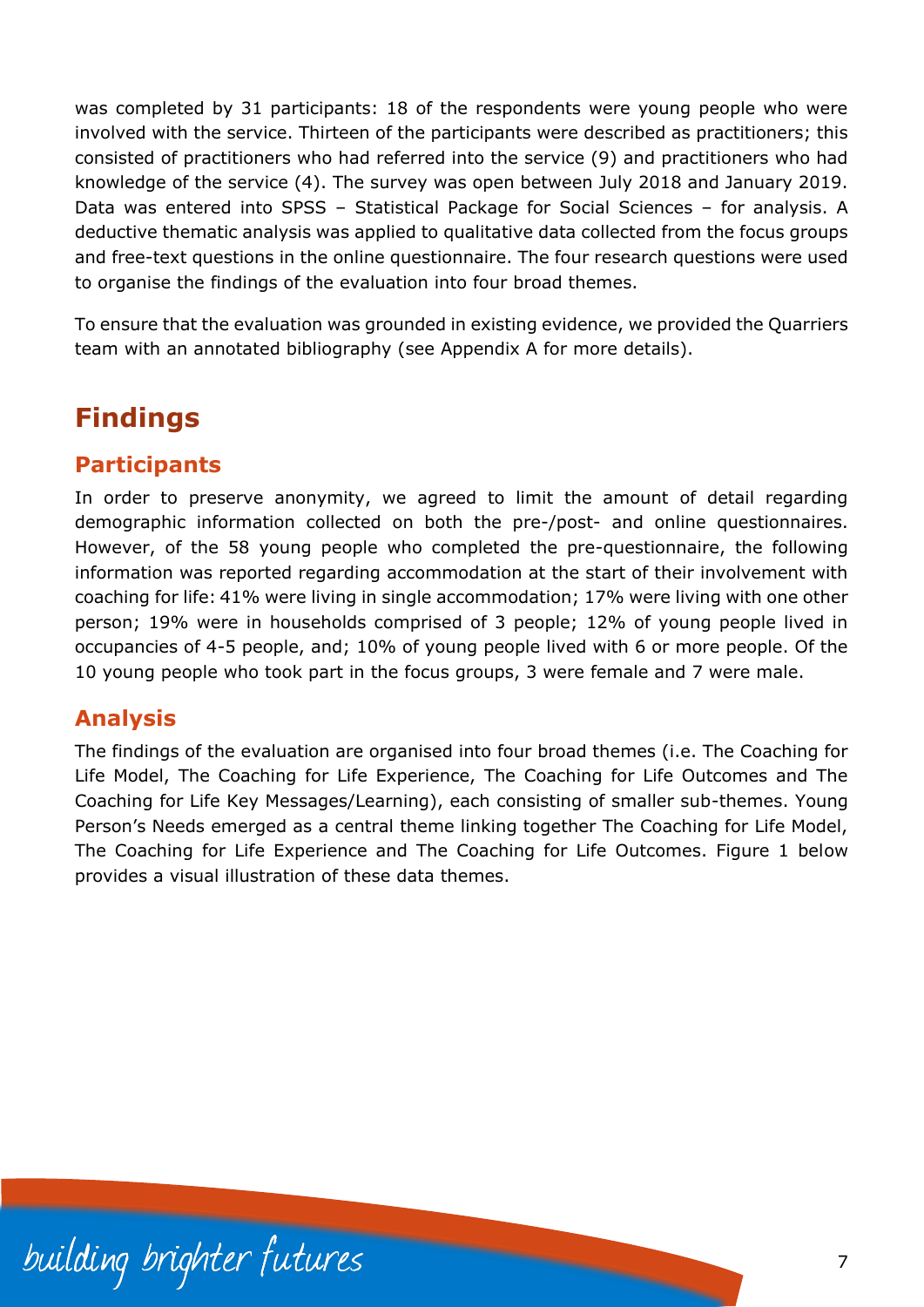was completed by 31 participants: 18 of the respondents were young people who were involved with the service. Thirteen of the participants were described as practitioners; this consisted of practitioners who had referred into the service (9) and practitioners who had knowledge of the service (4). The survey was open between July 2018 and January 2019. Data was entered into SPSS – Statistical Package for Social Sciences – for analysis. A deductive thematic analysis was applied to qualitative data collected from the focus groups and free-text questions in the online questionnaire. The four research questions were used to organise the findings of the evaluation into four broad themes.

To ensure that the evaluation was grounded in existing evidence, we provided the Quarriers team with an annotated bibliography (see Appendix A for more details).

# Findings

## Participants

In order to preserve anonymity, we agreed to limit the amount of detail regarding demographic information collected on both the pre-/post- and online questionnaires. However, of the 58 young people who completed the pre-questionnaire, the following information was reported regarding accommodation at the start of their involvement with coaching for life: 41% were living in single accommodation; 17% were living with one other person; 19% were in households comprised of 3 people; 12% of young people lived in occupancies of 4-5 people, and; 10% of young people lived with 6 or more people. Of the 10 young people who took part in the focus groups, 3 were female and 7 were male.

## Analysis

The findings of the evaluation are organised into four broad themes (i.e. The Coaching for Life Model, The Coaching for Life Experience, The Coaching for Life Outcomes and The Coaching for Life Key Messages/Learning), each consisting of smaller sub-themes. Young Person's Needs emerged as a central theme linking together The Coaching for Life Model, The Coaching for Life Experience and The Coaching for Life Outcomes. Figure 1 below provides a visual illustration of these data themes.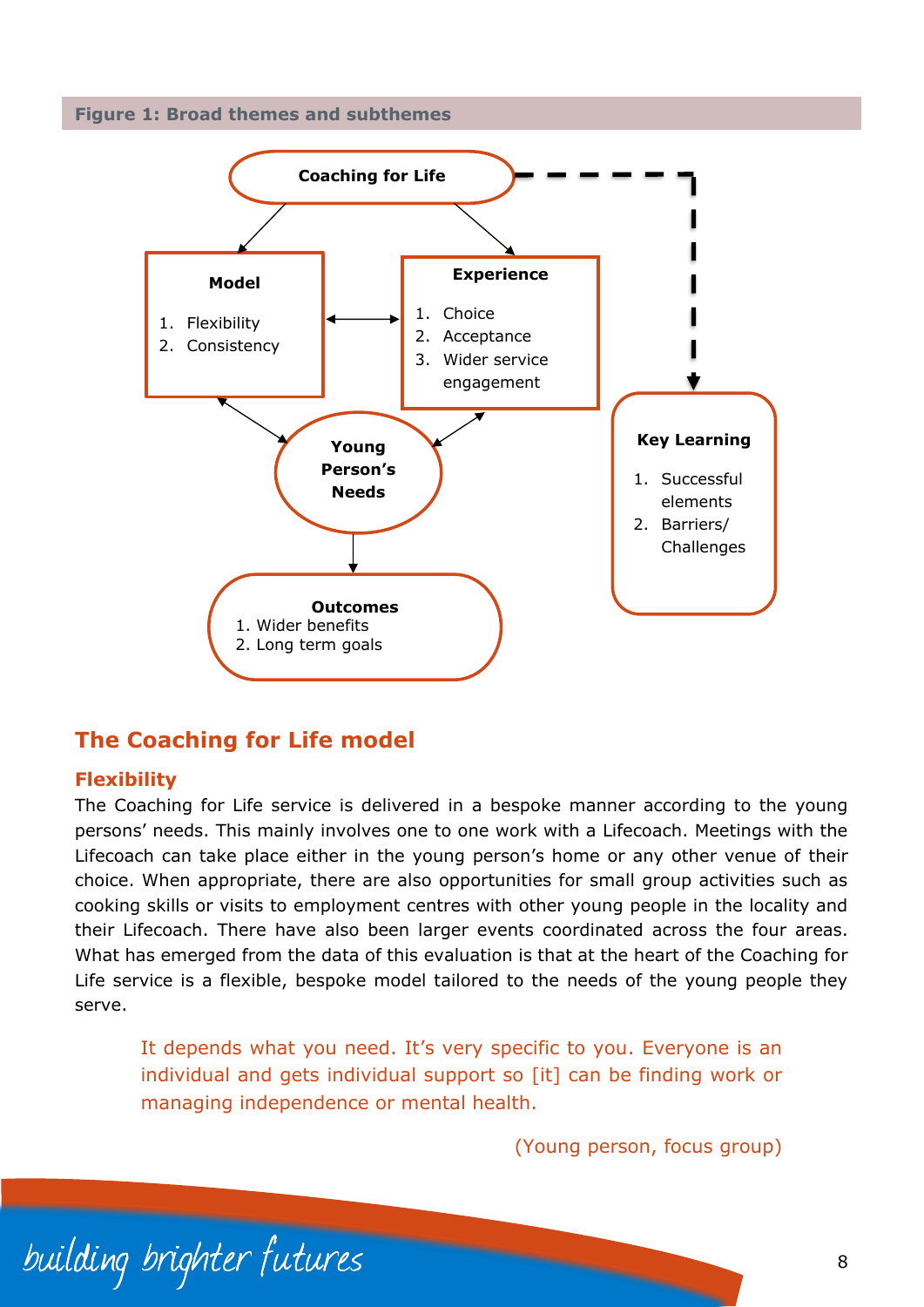**Figure 1: Broad themes and subthemes**

**Coaching for Life**

**Model**

1. Flexibility
2. Consistency

**Experience**

1. Choice
2. Acceptance
3. Wider service engagement

**Young Person's Needs**

**Outcomes**

1. Wider benefits
2. Long term goals

**Key Learning**

1. Successful elements
2. Barriers/ Challenges

## The Coaching for Life model

### Flexibility

The Coaching for Life service is delivered in a bespoke manner according to the young persons' needs. This mainly involves one to one work with a Lifecoach. Meetings with the Lifecoach can take place either in the young person's home or any other venue of their choice. When appropriate, there are also opportunities for small group activities such as cooking skills or visits to employment centres with other young people in the locality and their Lifecoach. There have also been larger events coordinated across the four areas. What has emerged from the data of this evaluation is that at the heart of the Coaching for Life service is a flexible, bespoke model tailored to the needs of the young people they serve.

> It depends what you need. It's very specific to you. Everyone is an individual and gets individual support so [it] can be finding work or managing independence or mental health.
>
> (Young person, focus group)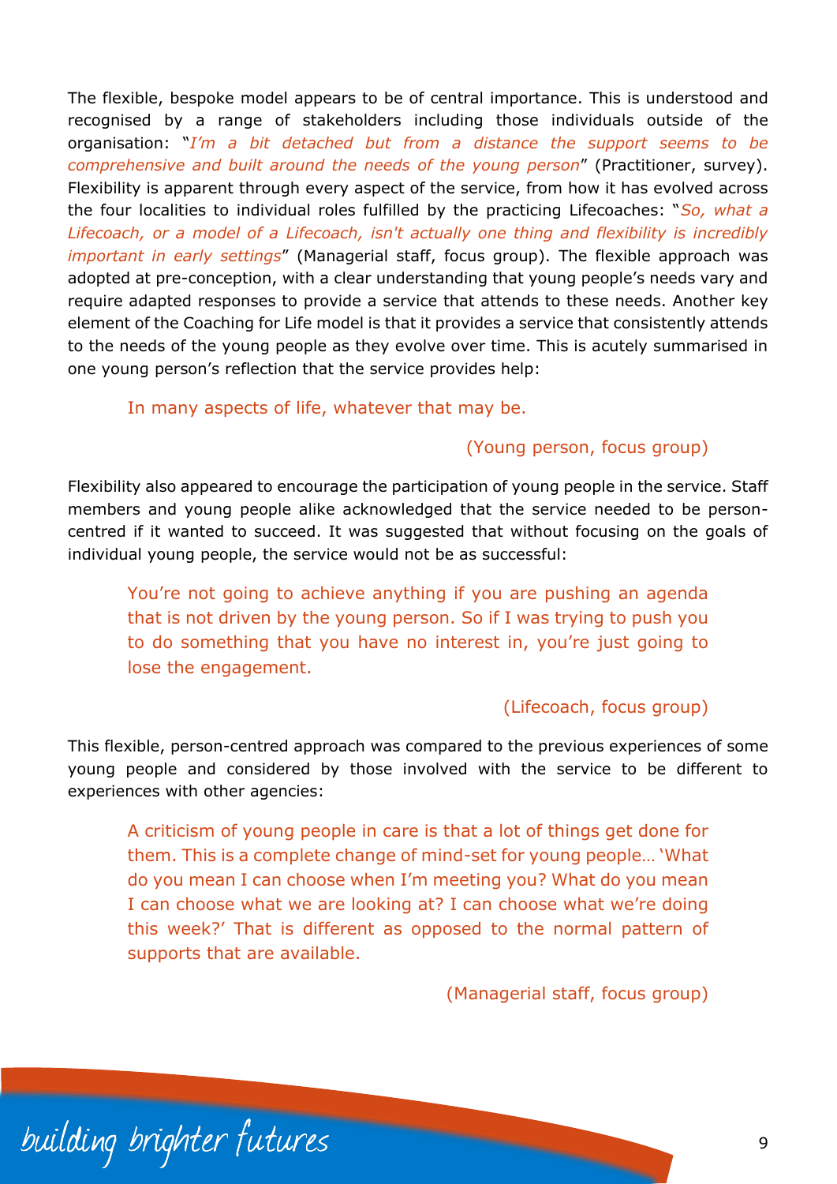The flexible, bespoke model appears to be of central importance. This is understood and recognised by a range of stakeholders including those individuals outside of the organisation: "*I'm a bit detached but from a distance the support seems to be comprehensive and built around the needs of the young person*" (Practitioner, survey). Flexibility is apparent through every aspect of the service, from how it has evolved across the four localities to individual roles fulfilled by the practicing Lifecoaches: "*So, what a Lifecoach, or a model of a Lifecoach, isn't actually one thing and flexibility is incredibly important in early settings*" (Managerial staff, focus group). The flexible approach was adopted at pre-conception, with a clear understanding that young people's needs vary and require adapted responses to provide a service that attends to these needs. Another key element of the Coaching for Life model is that it provides a service that consistently attends to the needs of the young people as they evolve over time. This is acutely summarised in one young person's reflection that the service provides help:

> In many aspects of life, whatever that may be.
>
> (Young person, focus group)

Flexibility also appeared to encourage the participation of young people in the service. Staff members and young people alike acknowledged that the service needed to be person-centred if it wanted to succeed. It was suggested that without focusing on the goals of individual young people, the service would not be as successful:

> You're not going to achieve anything if you are pushing an agenda that is not driven by the young person. So if I was trying to push you to do something that you have no interest in, you're just going to lose the engagement.
>
> (Lifecoach, focus group)

This flexible, person-centred approach was compared to the previous experiences of some young people and considered by those involved with the service to be different to experiences with other agencies:

> A criticism of young people in care is that a lot of things get done for them. This is a complete change of mind-set for young people… 'What do you mean I can choose when I'm meeting you? What do you mean I can choose what we are looking at? I can choose what we're doing this week?' That is different as opposed to the normal pattern of supports that are available.
>
> (Managerial staff, focus group)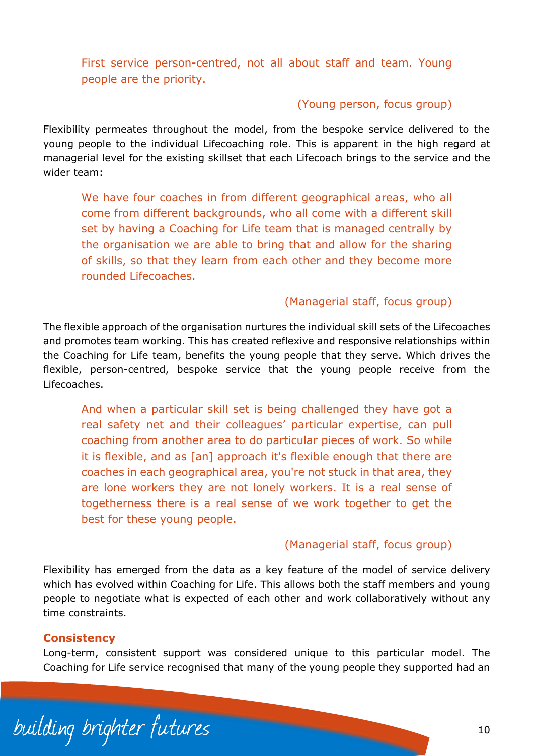> First service person-centred, not all about staff and team. Young people are the priority.
>
> (Young person, focus group)

Flexibility permeates throughout the model, from the bespoke service delivered to the young people to the individual Lifecoaching role. This is apparent in the high regard at managerial level for the existing skillset that each Lifecoach brings to the service and the wider team:

> We have four coaches in from different geographical areas, who all come from different backgrounds, who all come with a different skill set by having a Coaching for Life team that is managed centrally by the organisation we are able to bring that and allow for the sharing of skills, so that they learn from each other and they become more rounded Lifecoaches.
>
> (Managerial staff, focus group)

The flexible approach of the organisation nurtures the individual skill sets of the Lifecoaches and promotes team working. This has created reflexive and responsive relationships within the Coaching for Life team, benefits the young people that they serve. Which drives the flexible, person-centred, bespoke service that the young people receive from the Lifecoaches.

> And when a particular skill set is being challenged they have got a real safety net and their colleagues' particular expertise, can pull coaching from another area to do particular pieces of work. So while it is flexible, and as [an] approach it's flexible enough that there are coaches in each geographical area, you're not stuck in that area, they are lone workers they are not lonely workers. It is a real sense of togetherness there is a real sense of we work together to get the best for these young people.
>
> (Managerial staff, focus group)

Flexibility has emerged from the data as a key feature of the model of service delivery which has evolved within Coaching for Life. This allows both the staff members and young people to negotiate what is expected of each other and work collaboratively without any time constraints.

**Consistency**

Long-term, consistent support was considered unique to this particular model. The Coaching for Life service recognised that many of the young people they supported had an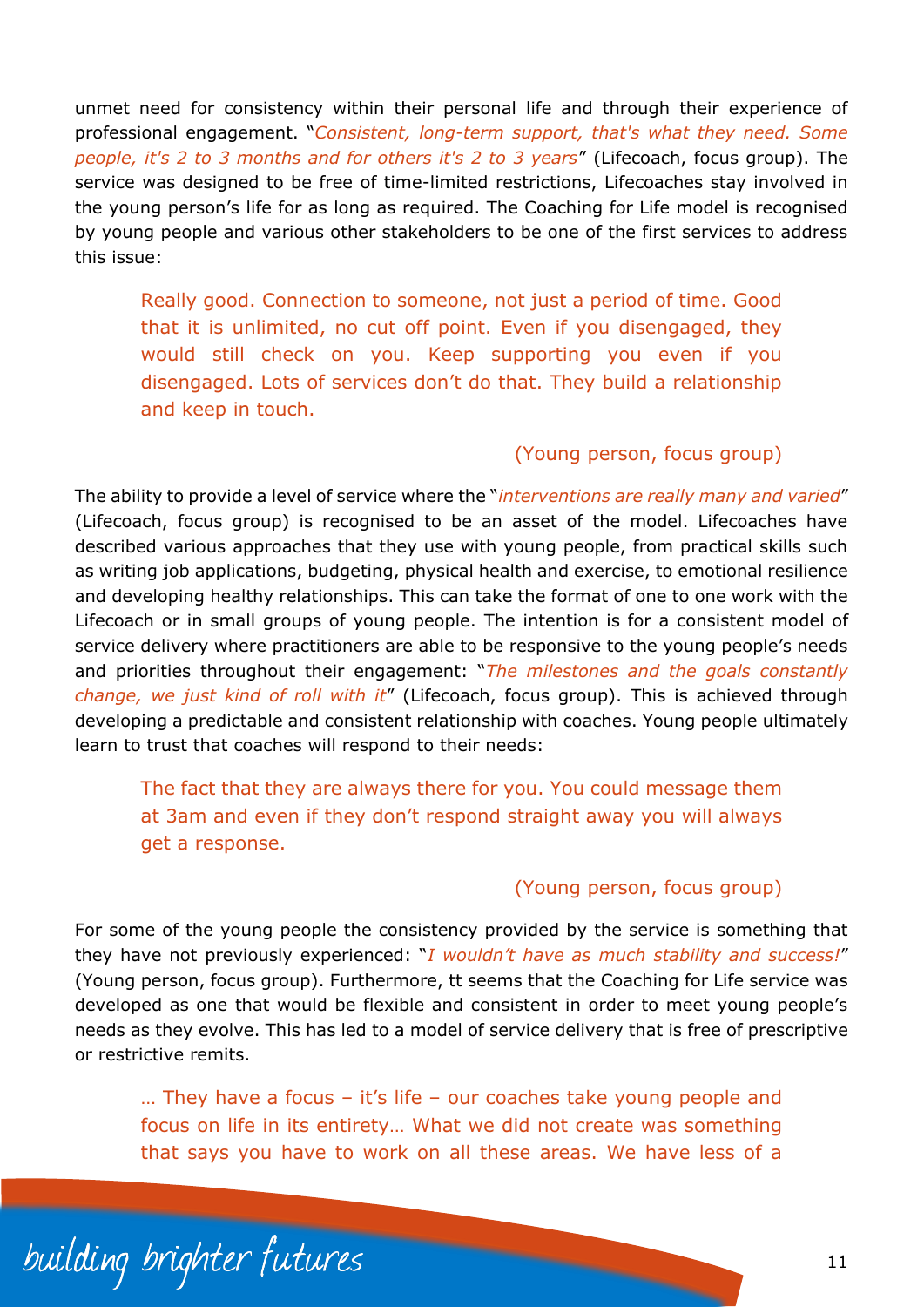unmet need for consistency within their personal life and through their experience of professional engagement. "*Consistent, long-term support, that's what they need. Some people, it's 2 to 3 months and for others it's 2 to 3 years*" (Lifecoach, focus group). The service was designed to be free of time-limited restrictions, Lifecoaches stay involved in the young person's life for as long as required. The Coaching for Life model is recognised by young people and various other stakeholders to be one of the first services to address this issue:

> Really good. Connection to someone, not just a period of time. Good that it is unlimited, no cut off point. Even if you disengaged, they would still check on you. Keep supporting you even if you disengaged. Lots of services don't do that. They build a relationship and keep in touch.
>
> (Young person, focus group)

The ability to provide a level of service where the "*interventions are really many and varied*" (Lifecoach, focus group) is recognised to be an asset of the model. Lifecoaches have described various approaches that they use with young people, from practical skills such as writing job applications, budgeting, physical health and exercise, to emotional resilience and developing healthy relationships. This can take the format of one to one work with the Lifecoach or in small groups of young people. The intention is for a consistent model of service delivery where practitioners are able to be responsive to the young people's needs and priorities throughout their engagement: "*The milestones and the goals constantly change, we just kind of roll with it*" (Lifecoach, focus group). This is achieved through developing a predictable and consistent relationship with coaches. Young people ultimately learn to trust that coaches will respond to their needs:

> The fact that they are always there for you. You could message them at 3am and even if they don't respond straight away you will always get a response.
>
> (Young person, focus group)

For some of the young people the consistency provided by the service is something that they have not previously experienced: "*I wouldn't have as much stability and success!*" (Young person, focus group). Furthermore, tt seems that the Coaching for Life service was developed as one that would be flexible and consistent in order to meet young people's needs as they evolve. This has led to a model of service delivery that is free of prescriptive or restrictive remits.

> … They have a focus – it's life – our coaches take young people and focus on life in its entirety… What we did not create was something that says you have to work on all these areas. We have less of a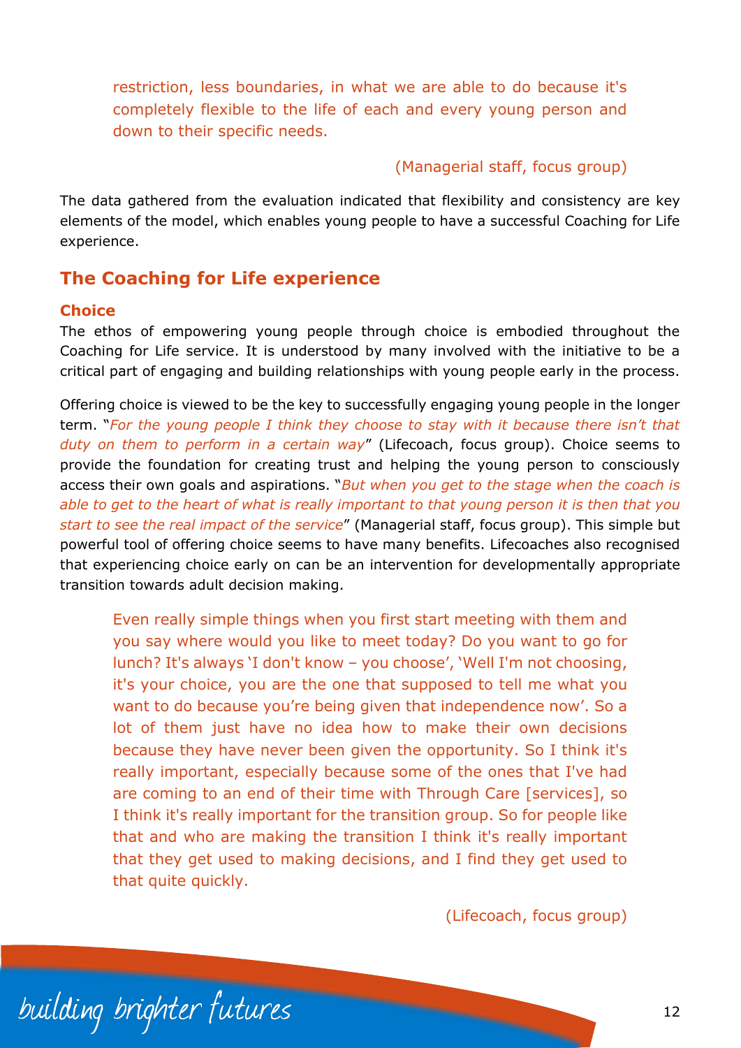> restriction, less boundaries, in what we are able to do because it's completely flexible to the life of each and every young person and down to their specific needs.
>
> (Managerial staff, focus group)

The data gathered from the evaluation indicated that flexibility and consistency are key elements of the model, which enables young people to have a successful Coaching for Life experience.

## The Coaching for Life experience

### Choice

The ethos of empowering young people through choice is embodied throughout the Coaching for Life service. It is understood by many involved with the initiative to be a critical part of engaging and building relationships with young people early in the process.

Offering choice is viewed to be the key to successfully engaging young people in the longer term. "*For the young people I think they choose to stay with it because there isn't that duty on them to perform in a certain way*" (Lifecoach, focus group). Choice seems to provide the foundation for creating trust and helping the young person to consciously access their own goals and aspirations. "*But when you get to the stage when the coach is able to get to the heart of what is really important to that young person it is then that you start to see the real impact of the service*" (Managerial staff, focus group). This simple but powerful tool of offering choice seems to have many benefits. Lifecoaches also recognised that experiencing choice early on can be an intervention for developmentally appropriate transition towards adult decision making.

> Even really simple things when you first start meeting with them and you say where would you like to meet today? Do you want to go for lunch? It's always 'I don't know – you choose', 'Well I'm not choosing, it's your choice, you are the one that supposed to tell me what you want to do because you're being given that independence now'. So a lot of them just have no idea how to make their own decisions because they have never been given the opportunity. So I think it's really important, especially because some of the ones that I've had are coming to an end of their time with Through Care [services], so I think it's really important for the transition group. So for people like that and who are making the transition I think it's really important that they get used to making decisions, and I find they get used to that quite quickly.
>
> (Lifecoach, focus group)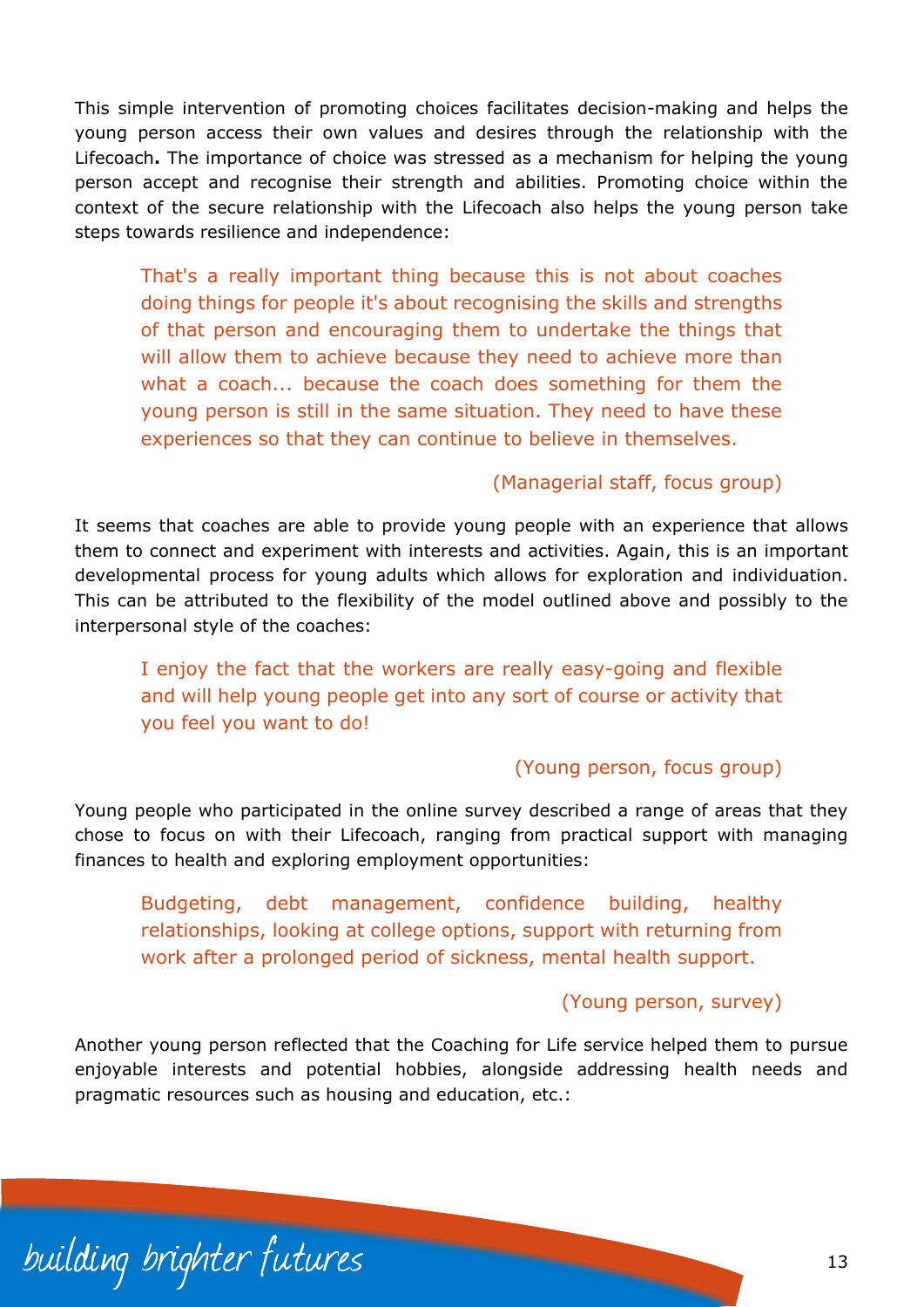This simple intervention of promoting choices facilitates decision-making and helps the young person access their own values and desires through the relationship with the Lifecoach**.** The importance of choice was stressed as a mechanism for helping the young person accept and recognise their strength and abilities. Promoting choice within the context of the secure relationship with the Lifecoach also helps the young person take steps towards resilience and independence:

> That's a really important thing because this is not about coaches doing things for people it's about recognising the skills and strengths of that person and encouraging them to undertake the things that will allow them to achieve because they need to achieve more than what a coach... because the coach does something for them the young person is still in the same situation. They need to have these experiences so that they can continue to believe in themselves.
>
> (Managerial staff, focus group)

It seems that coaches are able to provide young people with an experience that allows them to connect and experiment with interests and activities. Again, this is an important developmental process for young adults which allows for exploration and individuation. This can be attributed to the flexibility of the model outlined above and possibly to the interpersonal style of the coaches:

> I enjoy the fact that the workers are really easy-going and flexible and will help young people get into any sort of course or activity that you feel you want to do!
>
> (Young person, focus group)

Young people who participated in the online survey described a range of areas that they chose to focus on with their Lifecoach, ranging from practical support with managing finances to health and exploring employment opportunities:

> Budgeting, debt management, confidence building, healthy relationships, looking at college options, support with returning from work after a prolonged period of sickness, mental health support.
>
> (Young person, survey)

Another young person reflected that the Coaching for Life service helped them to pursue enjoyable interests and potential hobbies, alongside addressing health needs and pragmatic resources such as housing and education, etc.: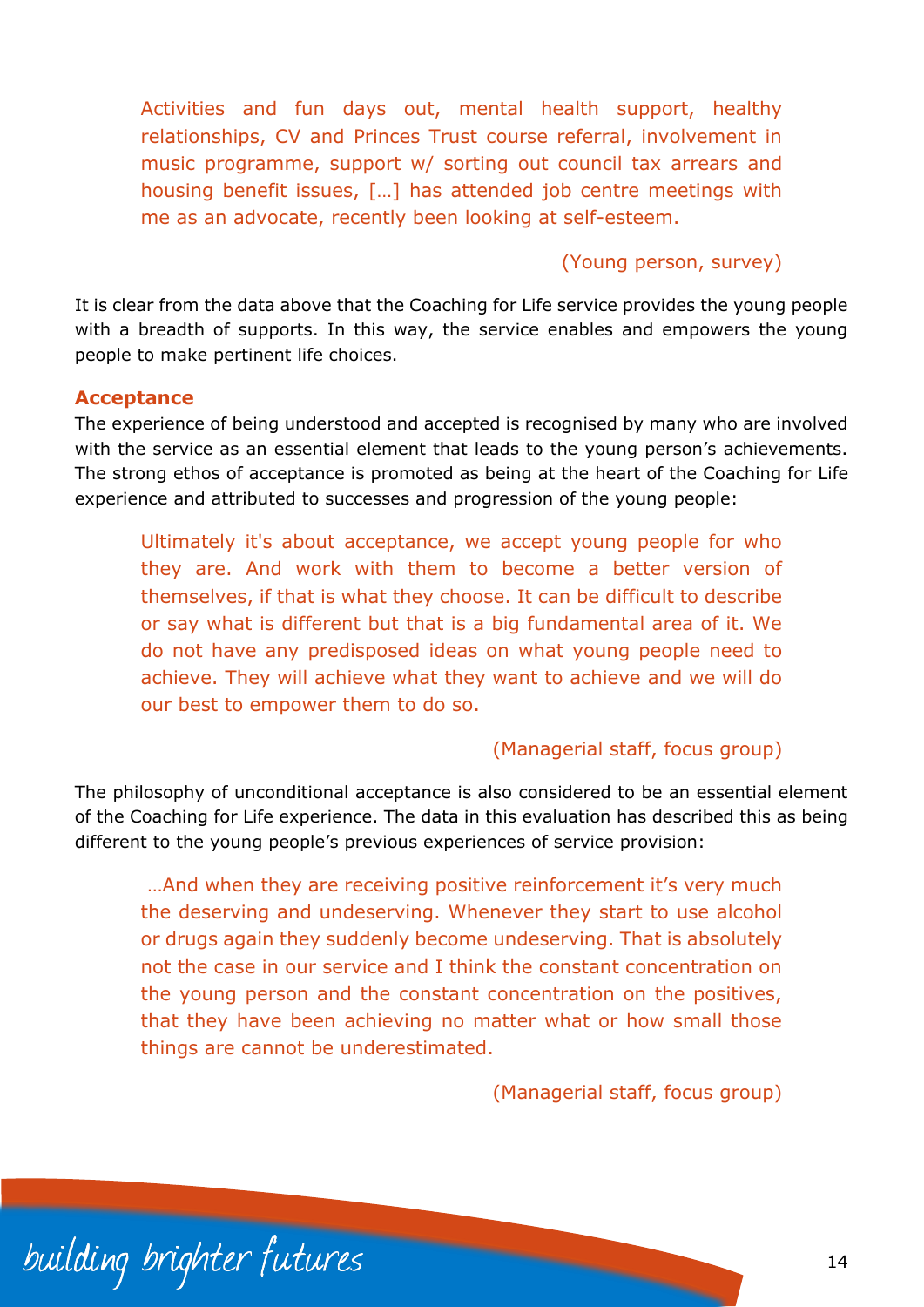> Activities and fun days out, mental health support, healthy relationships, CV and Princes Trust course referral, involvement in music programme, support w/ sorting out council tax arrears and housing benefit issues, […] has attended job centre meetings with me as an advocate, recently been looking at self-esteem.
>
> (Young person, survey)

It is clear from the data above that the Coaching for Life service provides the young people with a breadth of supports. In this way, the service enables and empowers the young people to make pertinent life choices.

### Acceptance

The experience of being understood and accepted is recognised by many who are involved with the service as an essential element that leads to the young person's achievements. The strong ethos of acceptance is promoted as being at the heart of the Coaching for Life experience and attributed to successes and progression of the young people:

> Ultimately it's about acceptance, we accept young people for who they are. And work with them to become a better version of themselves, if that is what they choose. It can be difficult to describe or say what is different but that is a big fundamental area of it. We do not have any predisposed ideas on what young people need to achieve. They will achieve what they want to achieve and we will do our best to empower them to do so.
>
> (Managerial staff, focus group)

The philosophy of unconditional acceptance is also considered to be an essential element of the Coaching for Life experience. The data in this evaluation has described this as being different to the young people's previous experiences of service provision:

> …And when they are receiving positive reinforcement it's very much the deserving and undeserving. Whenever they start to use alcohol or drugs again they suddenly become undeserving. That is absolutely not the case in our service and I think the constant concentration on the young person and the constant concentration on the positives, that they have been achieving no matter what or how small those things are cannot be underestimated.
>
> (Managerial staff, focus group)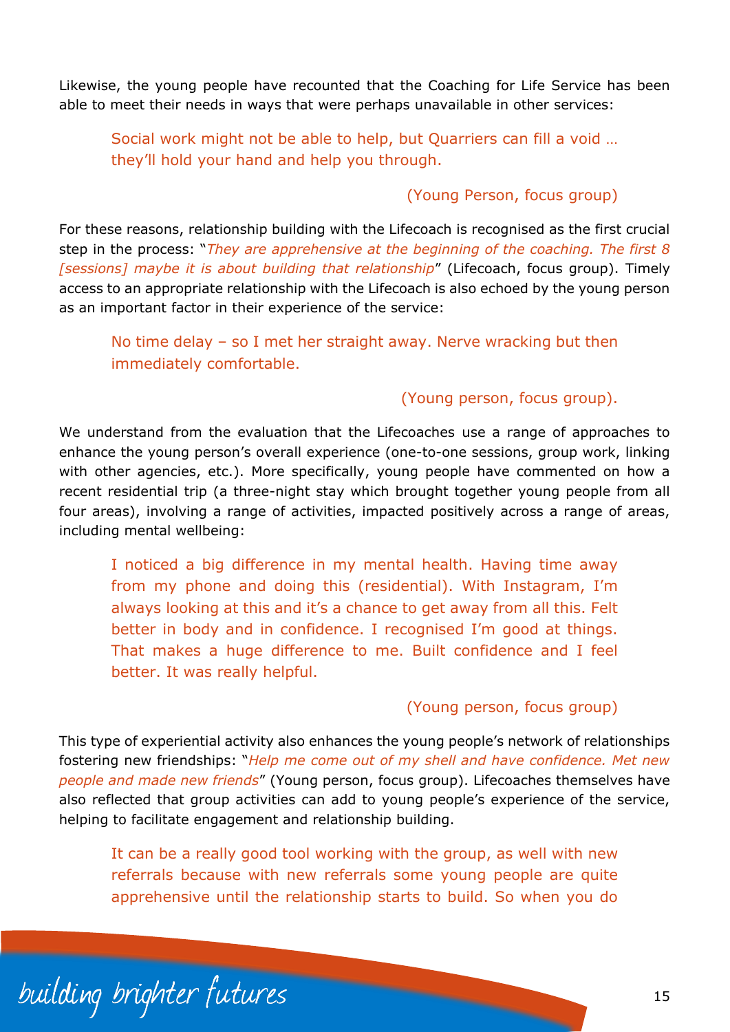Likewise, the young people have recounted that the Coaching for Life Service has been able to meet their needs in ways that were perhaps unavailable in other services:

> Social work might not be able to help, but Quarriers can fill a void … they'll hold your hand and help you through.
>
> (Young Person, focus group)

For these reasons, relationship building with the Lifecoach is recognised as the first crucial step in the process: "*They are apprehensive at the beginning of the coaching. The first 8 [sessions] maybe it is about building that relationship*" (Lifecoach, focus group). Timely access to an appropriate relationship with the Lifecoach is also echoed by the young person as an important factor in their experience of the service:

> No time delay – so I met her straight away. Nerve wracking but then immediately comfortable.
>
> (Young person, focus group).

We understand from the evaluation that the Lifecoaches use a range of approaches to enhance the young person's overall experience (one-to-one sessions, group work, linking with other agencies, etc.). More specifically, young people have commented on how a recent residential trip (a three-night stay which brought together young people from all four areas), involving a range of activities, impacted positively across a range of areas, including mental wellbeing:

> I noticed a big difference in my mental health. Having time away from my phone and doing this (residential). With Instagram, I'm always looking at this and it's a chance to get away from all this. Felt better in body and in confidence. I recognised I'm good at things. That makes a huge difference to me. Built confidence and I feel better. It was really helpful.
>
> (Young person, focus group)

This type of experiential activity also enhances the young people's network of relationships fostering new friendships: "*Help me come out of my shell and have confidence. Met new people and made new friends*" (Young person, focus group). Lifecoaches themselves have also reflected that group activities can add to young people's experience of the service, helping to facilitate engagement and relationship building.

> It can be a really good tool working with the group, as well with new referrals because with new referrals some young people are quite apprehensive until the relationship starts to build. So when you do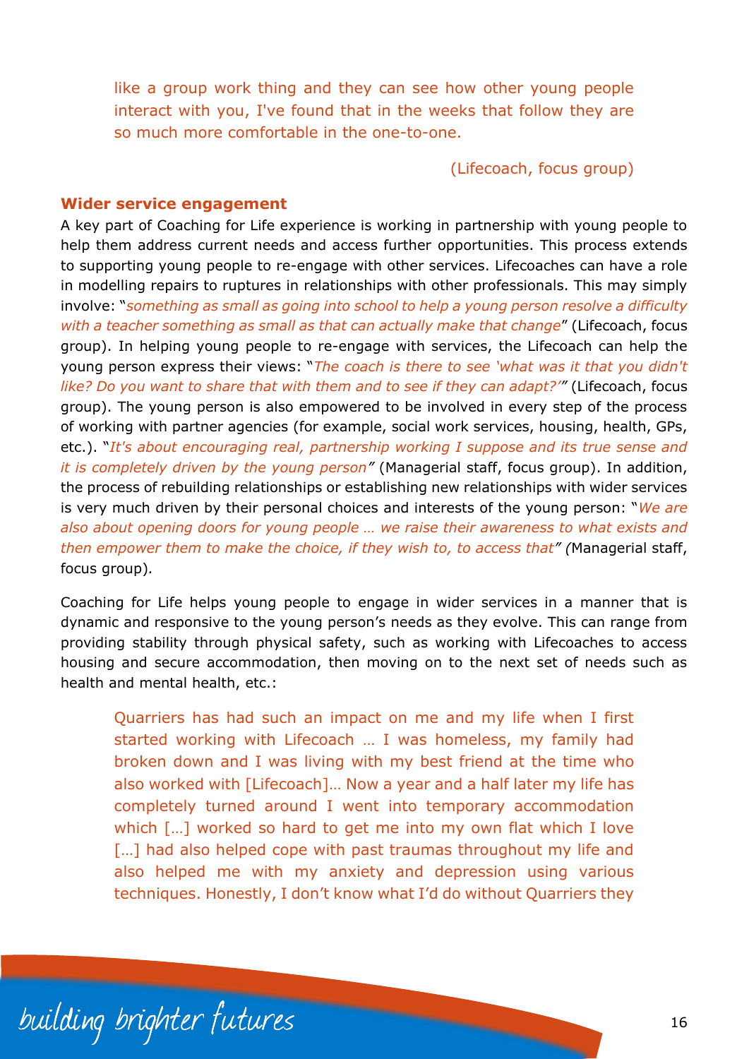> like a group work thing and they can see how other young people interact with you, I've found that in the weeks that follow they are so much more comfortable in the one-to-one.
>
> (Lifecoach, focus group)

### Wider service engagement

A key part of Coaching for Life experience is working in partnership with young people to help them address current needs and access further opportunities. This process extends to supporting young people to re-engage with other services. Lifecoaches can have a role in modelling repairs to ruptures in relationships with other professionals. This may simply involve: "*something as small as going into school to help a young person resolve a difficulty with a teacher something as small as that can actually make that change*" (Lifecoach, focus group). In helping young people to re-engage with services, the Lifecoach can help the young person express their views: "*The coach is there to see 'what was it that you didn't like? Do you want to share that with them and to see if they can adapt?'*" (Lifecoach, focus group). The young person is also empowered to be involved in every step of the process of working with partner agencies (for example, social work services, housing, health, GPs, etc.). "*It's about encouraging real, partnership working I suppose and its true sense and it is completely driven by the young person*" (Managerial staff, focus group). In addition, the process of rebuilding relationships or establishing new relationships with wider services is very much driven by their personal choices and interests of the young person: "*We are also about opening doors for young people … we raise their awareness to what exists and then empower them to make the choice, if they wish to, to access that*" (Managerial staff, focus group).

Coaching for Life helps young people to engage in wider services in a manner that is dynamic and responsive to the young person's needs as they evolve. This can range from providing stability through physical safety, such as working with Lifecoaches to access housing and secure accommodation, then moving on to the next set of needs such as health and mental health, etc.:

> Quarriers has had such an impact on me and my life when I first started working with Lifecoach … I was homeless, my family had broken down and I was living with my best friend at the time who also worked with [Lifecoach]… Now a year and a half later my life has completely turned around I went into temporary accommodation which […] worked so hard to get me into my own flat which I love […] had also helped cope with past traumas throughout my life and also helped me with my anxiety and depression using various techniques. Honestly, I don't know what I'd do without Quarriers they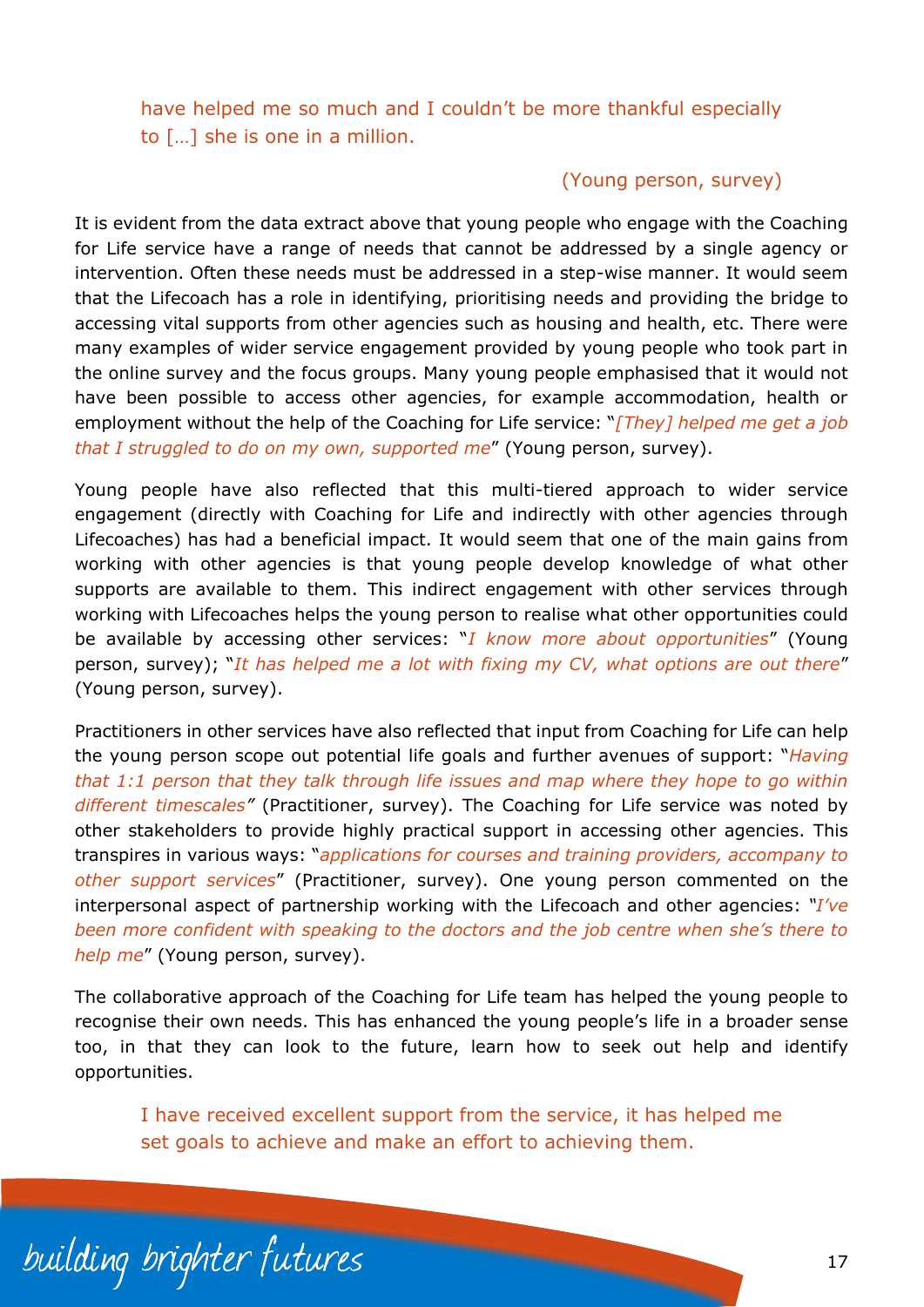> have helped me so much and I couldn't be more thankful especially to […] she is one in a million.
>
> (Young person, survey)

It is evident from the data extract above that young people who engage with the Coaching for Life service have a range of needs that cannot be addressed by a single agency or intervention. Often these needs must be addressed in a step-wise manner. It would seem that the Lifecoach has a role in identifying, prioritising needs and providing the bridge to accessing vital supports from other agencies such as housing and health, etc. There were many examples of wider service engagement provided by young people who took part in the online survey and the focus groups. Many young people emphasised that it would not have been possible to access other agencies, for example accommodation, health or employment without the help of the Coaching for Life service: "*[They] helped me get a job that I struggled to do on my own, supported me*" (Young person, survey).

Young people have also reflected that this multi-tiered approach to wider service engagement (directly with Coaching for Life and indirectly with other agencies through Lifecoaches) has had a beneficial impact. It would seem that one of the main gains from working with other agencies is that young people develop knowledge of what other supports are available to them. This indirect engagement with other services through working with Lifecoaches helps the young person to realise what other opportunities could be available by accessing other services: "*I know more about opportunities*" (Young person, survey); "*It has helped me a lot with fixing my CV, what options are out there*" (Young person, survey).

Practitioners in other services have also reflected that input from Coaching for Life can help the young person scope out potential life goals and further avenues of support: "*Having that 1:1 person that they talk through life issues and map where they hope to go within different timescales*" (Practitioner, survey). The Coaching for Life service was noted by other stakeholders to provide highly practical support in accessing other agencies. This transpires in various ways: "*applications for courses and training providers, accompany to other support services*" (Practitioner, survey). One young person commented on the interpersonal aspect of partnership working with the Lifecoach and other agencies: "*I've been more confident with speaking to the doctors and the job centre when she's there to help me*" (Young person, survey).

The collaborative approach of the Coaching for Life team has helped the young people to recognise their own needs. This has enhanced the young people's life in a broader sense too, in that they can look to the future, learn how to seek out help and identify opportunities.

> I have received excellent support from the service, it has helped me set goals to achieve and make an effort to achieving them.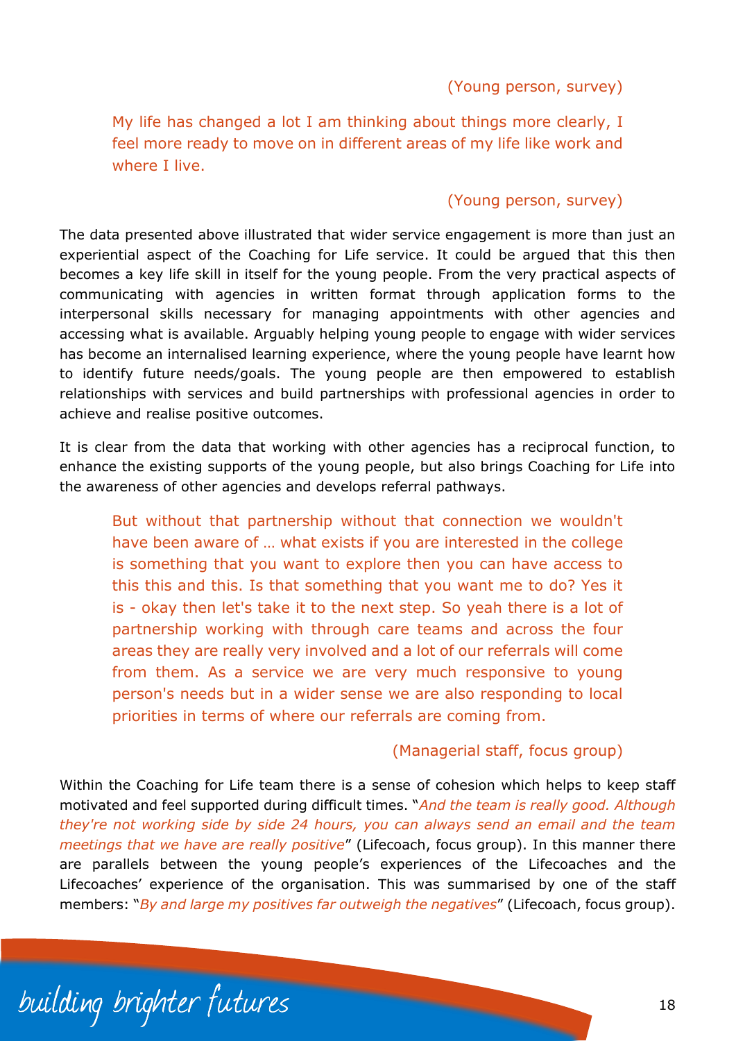(Young person, survey)

> My life has changed a lot I am thinking about things more clearly, I feel more ready to move on in different areas of my life like work and where I live.
>
> (Young person, survey)

The data presented above illustrated that wider service engagement is more than just an experiential aspect of the Coaching for Life service. It could be argued that this then becomes a key life skill in itself for the young people. From the very practical aspects of communicating with agencies in written format through application forms to the interpersonal skills necessary for managing appointments with other agencies and accessing what is available. Arguably helping young people to engage with wider services has become an internalised learning experience, where the young people have learnt how to identify future needs/goals. The young people are then empowered to establish relationships with services and build partnerships with professional agencies in order to achieve and realise positive outcomes.

It is clear from the data that working with other agencies has a reciprocal function, to enhance the existing supports of the young people, but also brings Coaching for Life into the awareness of other agencies and develops referral pathways.

> But without that partnership without that connection we wouldn't have been aware of … what exists if you are interested in the college is something that you want to explore then you can have access to this this and this. Is that something that you want me to do? Yes it is - okay then let's take it to the next step. So yeah there is a lot of partnership working with through care teams and across the four areas they are really very involved and a lot of our referrals will come from them. As a service we are very much responsive to young person's needs but in a wider sense we are also responding to local priorities in terms of where our referrals are coming from.
>
> (Managerial staff, focus group)

Within the Coaching for Life team there is a sense of cohesion which helps to keep staff motivated and feel supported during difficult times. "*And the team is really good. Although they're not working side by side 24 hours, you can always send an email and the team meetings that we have are really positive*" (Lifecoach, focus group). In this manner there are parallels between the young people's experiences of the Lifecoaches and the Lifecoaches' experience of the organisation. This was summarised by one of the staff members: "*By and large my positives far outweigh the negatives*" (Lifecoach, focus group).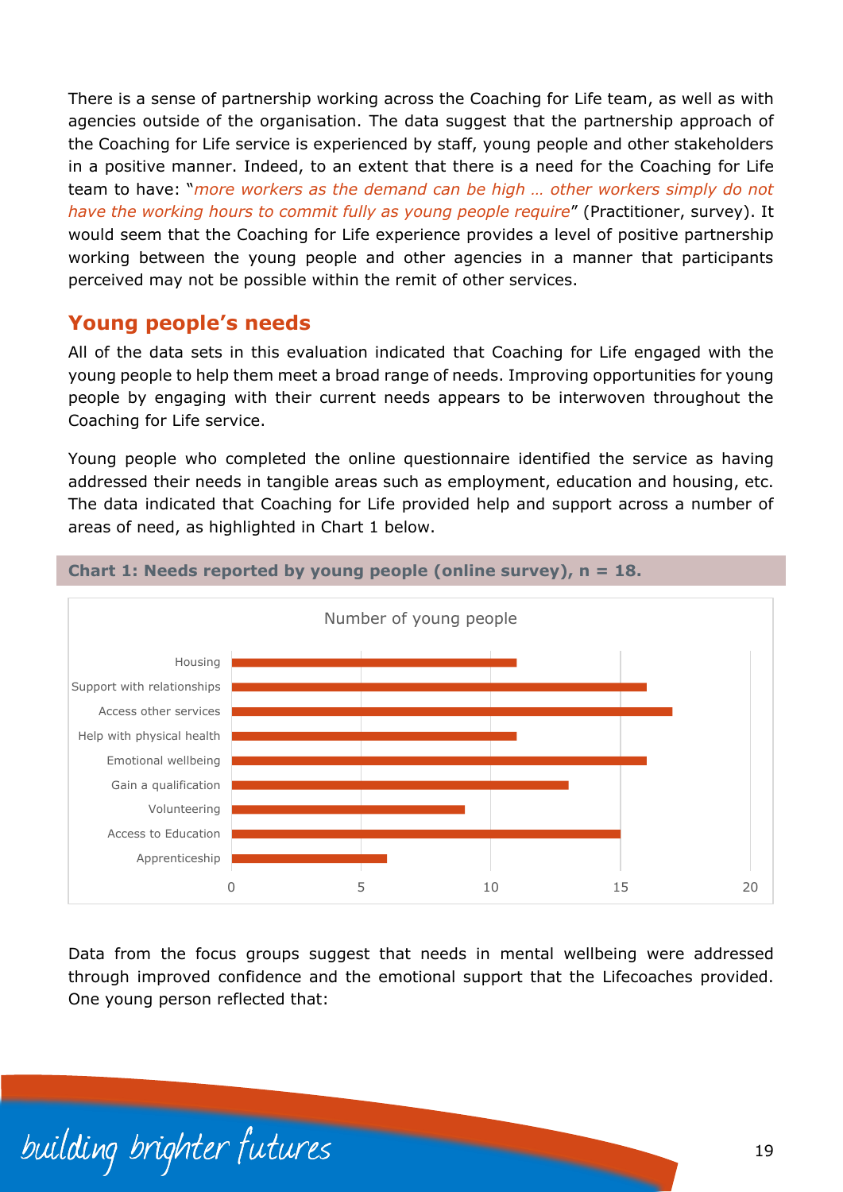There is a sense of partnership working across the Coaching for Life team, as well as with agencies outside of the organisation. The data suggest that the partnership approach of the Coaching for Life service is experienced by staff, young people and other stakeholders in a positive manner. Indeed, to an extent that there is a need for the Coaching for Life team to have: "*more workers as the demand can be high … other workers simply do not have the working hours to commit fully as young people require*" (Practitioner, survey). It would seem that the Coaching for Life experience provides a level of positive partnership working between the young people and other agencies in a manner that participants perceived may not be possible within the remit of other services.

## Young people's needs

All of the data sets in this evaluation indicated that Coaching for Life engaged with the young people to help them meet a broad range of needs. Improving opportunities for young people by engaging with their current needs appears to be interwoven throughout the Coaching for Life service.

Young people who completed the online questionnaire identified the service as having addressed their needs in tangible areas such as employment, education and housing, etc. The data indicated that Coaching for Life provided help and support across a number of areas of need, as highlighted in Chart 1 below.

**Chart 1: Needs reported by young people (online survey), n = 18.**

Number of young people

| Need | Number of young people |
|---|---|
| Housing | 11 |
| Support with relationships | 16 |
| Access other services | 17 |
| Help with physical health | 11 |
| Emotional wellbeing | 16 |
| Gain a qualification | 13 |
| Volunteering | 9 |
| Access to Education | 15 |
| Apprenticeship | 6 |

Data from the focus groups suggest that needs in mental wellbeing were addressed through improved confidence and the emotional support that the Lifecoaches provided. One young person reflected that: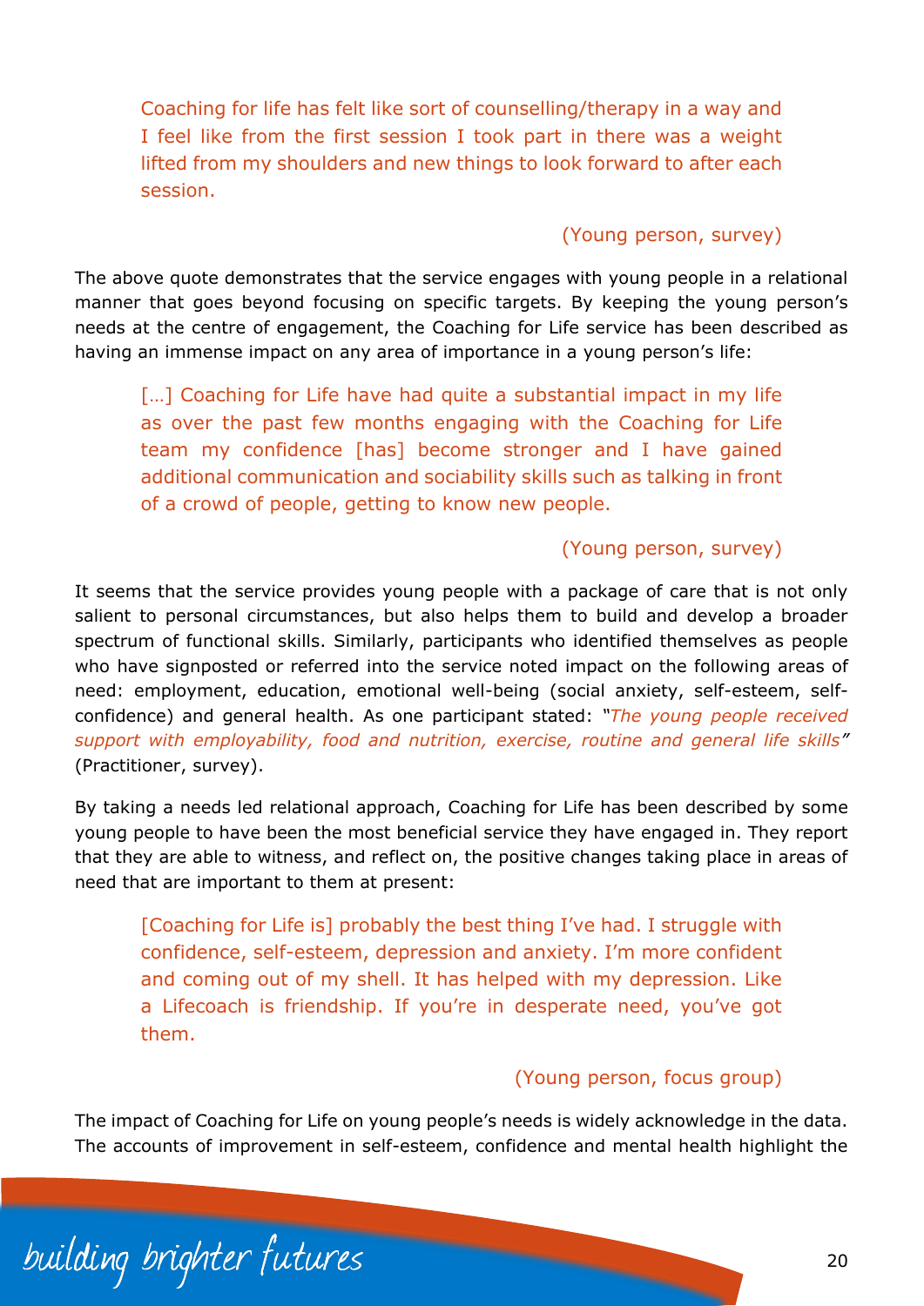> Coaching for life has felt like sort of counselling/therapy in a way and I feel like from the first session I took part in there was a weight lifted from my shoulders and new things to look forward to after each session.
>
> (Young person, survey)

The above quote demonstrates that the service engages with young people in a relational manner that goes beyond focusing on specific targets. By keeping the young person's needs at the centre of engagement, the Coaching for Life service has been described as having an immense impact on any area of importance in a young person's life:

> […] Coaching for Life have had quite a substantial impact in my life as over the past few months engaging with the Coaching for Life team my confidence [has] become stronger and I have gained additional communication and sociability skills such as talking in front of a crowd of people, getting to know new people.
>
> (Young person, survey)

It seems that the service provides young people with a package of care that is not only salient to personal circumstances, but also helps them to build and develop a broader spectrum of functional skills. Similarly, participants who identified themselves as people who have signposted or referred into the service noted impact on the following areas of need: employment, education, emotional well-being (social anxiety, self-esteem, self-confidence) and general health. As one participant stated: *"The young people received support with employability, food and nutrition, exercise, routine and general life skills"* (Practitioner, survey).

By taking a needs led relational approach, Coaching for Life has been described by some young people to have been the most beneficial service they have engaged in. They report that they are able to witness, and reflect on, the positive changes taking place in areas of need that are important to them at present:

> [Coaching for Life is] probably the best thing I've had. I struggle with confidence, self-esteem, depression and anxiety. I'm more confident and coming out of my shell. It has helped with my depression. Like a Lifecoach is friendship. If you're in desperate need, you've got them.
>
> (Young person, focus group)

The impact of Coaching for Life on young people's needs is widely acknowledge in the data. The accounts of improvement in self-esteem, confidence and mental health highlight the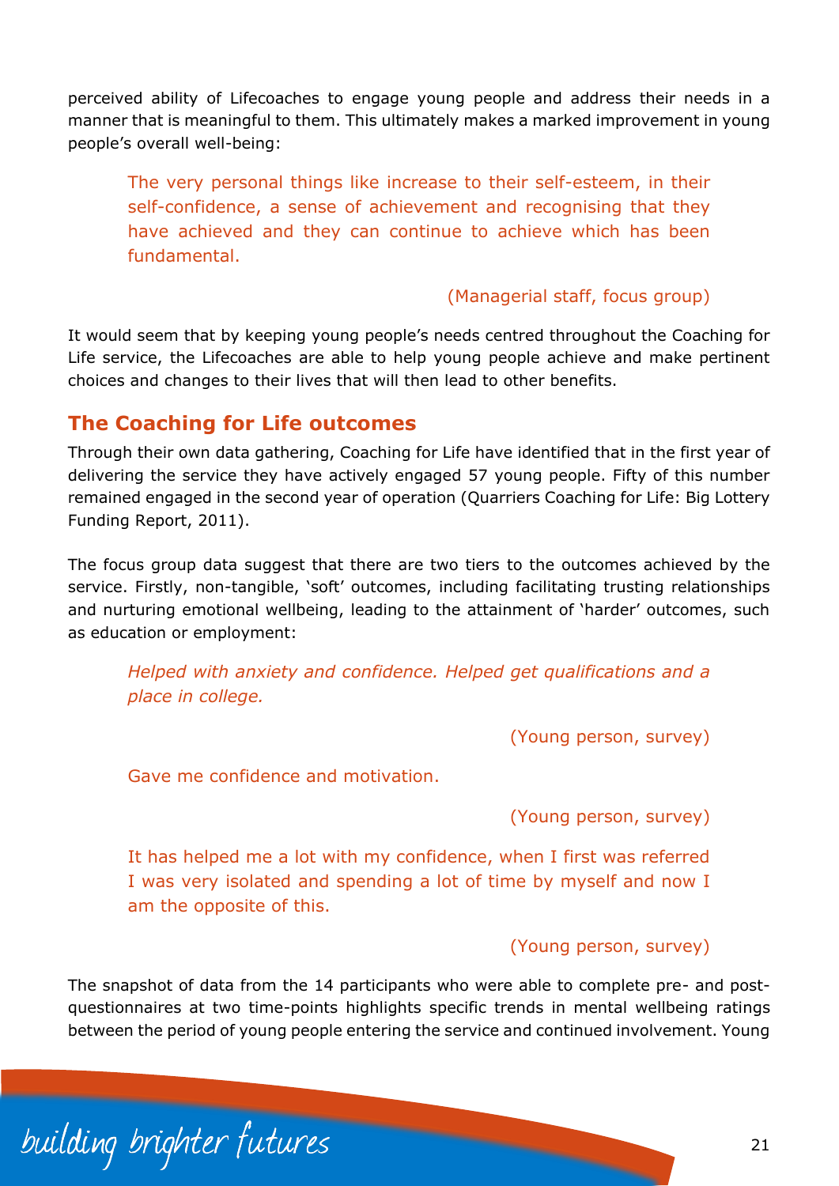perceived ability of Lifecoaches to engage young people and address their needs in a manner that is meaningful to them. This ultimately makes a marked improvement in young people's overall well-being:

> The very personal things like increase to their self-esteem, in their self-confidence, a sense of achievement and recognising that they have achieved and they can continue to achieve which has been fundamental.
>
> (Managerial staff, focus group)

It would seem that by keeping young people's needs centred throughout the Coaching for Life service, the Lifecoaches are able to help young people achieve and make pertinent choices and changes to their lives that will then lead to other benefits.

## The Coaching for Life outcomes

Through their own data gathering, Coaching for Life have identified that in the first year of delivering the service they have actively engaged 57 young people. Fifty of this number remained engaged in the second year of operation (Quarriers Coaching for Life: Big Lottery Funding Report, 2011).

The focus group data suggest that there are two tiers to the outcomes achieved by the service. Firstly, non-tangible, 'soft' outcomes, including facilitating trusting relationships and nurturing emotional wellbeing, leading to the attainment of 'harder' outcomes, such as education or employment:

> *Helped with anxiety and confidence. Helped get qualifications and a place in college.*
>
> (Young person, survey)

> Gave me confidence and motivation.
>
> (Young person, survey)

> It has helped me a lot with my confidence, when I first was referred I was very isolated and spending a lot of time by myself and now I am the opposite of this.
>
> (Young person, survey)

The snapshot of data from the 14 participants who were able to complete pre- and post-questionnaires at two time-points highlights specific trends in mental wellbeing ratings between the period of young people entering the service and continued involvement. Young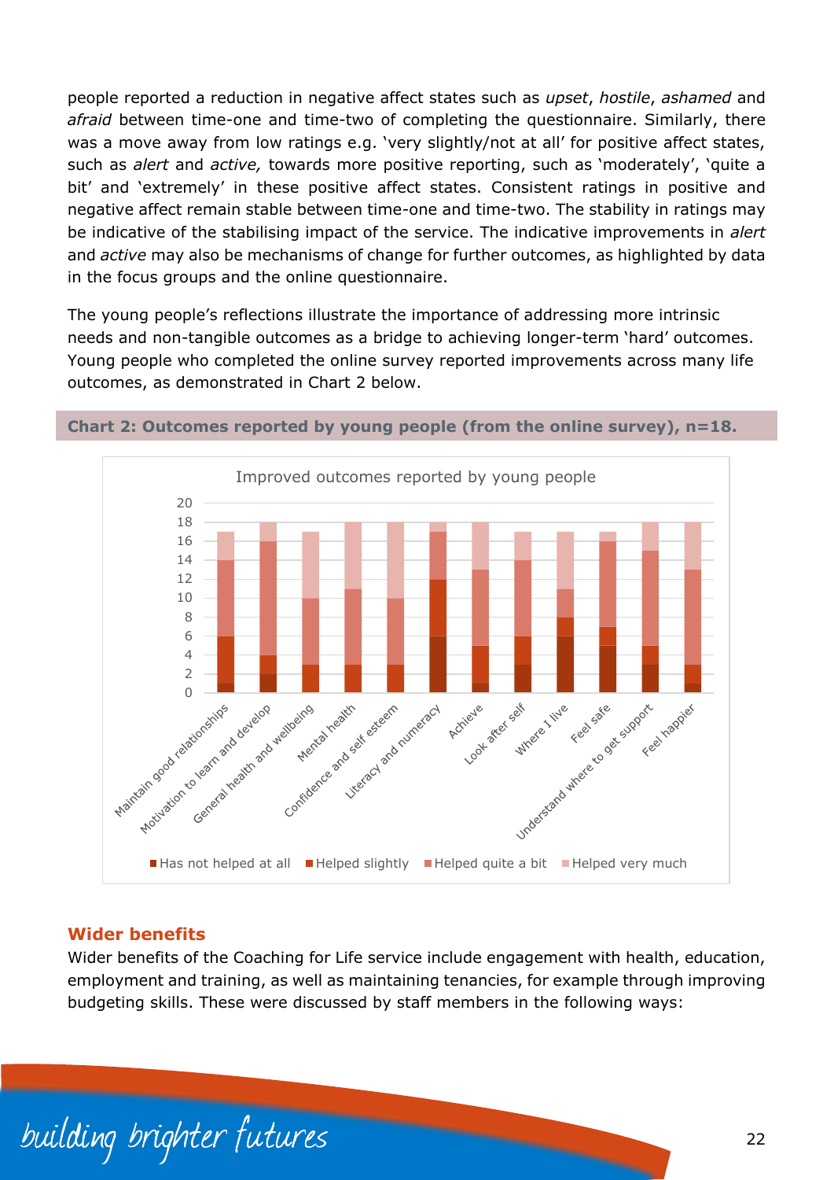people reported a reduction in negative affect states such as *upset*, *hostile*, *ashamed* and *afraid* between time-one and time-two of completing the questionnaire. Similarly, there was a move away from low ratings e.g. 'very slightly/not at all' for positive affect states, such as *alert* and *active,* towards more positive reporting, such as 'moderately', 'quite a bit' and 'extremely' in these positive affect states. Consistent ratings in positive and negative affect remain stable between time-one and time-two. The stability in ratings may be indicative of the stabilising impact of the service. The indicative improvements in *alert* and *active* may also be mechanisms of change for further outcomes, as highlighted by data in the focus groups and the online questionnaire.

The young people's reflections illustrate the importance of addressing more intrinsic needs and non-tangible outcomes as a bridge to achieving longer-term 'hard' outcomes. Young people who completed the online survey reported improvements across many life outcomes, as demonstrated in Chart 2 below.

**Chart 2: Outcomes reported by young people (from the online survey), n=18.**

Improved outcomes reported by young people

| Outcome | Has not helped at all | Helped slightly | Helped quite a bit | Helped very much |
|---|---|---|---|---|
| Maintain good relationships | 1 | 5 | 8 | 3 |
| Motivation to learn and develop | 2 | 2 | 12 | 2 |
| General health and wellbeing | 0 | 3 | 7 | 7 |
| Mental health | 0 | 3 | 8 | 7 |
| Confidence and self esteem | 0 | 3 | 7 | 8 |
| Literacy and numeracy | 6 | 6 | 5 | 1 |
| Achieve | 1 | 4 | 8 | 5 |
| Look after self | 3 | 3 | 8 | 3 |
| Where I live | 6 | 2 | 3 | 6 |
| Feel safe | 5 | 2 | 9 | 1 |
| Understand where to get support | 3 | 2 | 10 | 3 |
| Feel happier | 1 | 2 | 10 | 5 |

## Wider benefits

Wider benefits of the Coaching for Life service include engagement with health, education, employment and training, as well as maintaining tenancies, for example through improving budgeting skills. These were discussed by staff members in the following ways: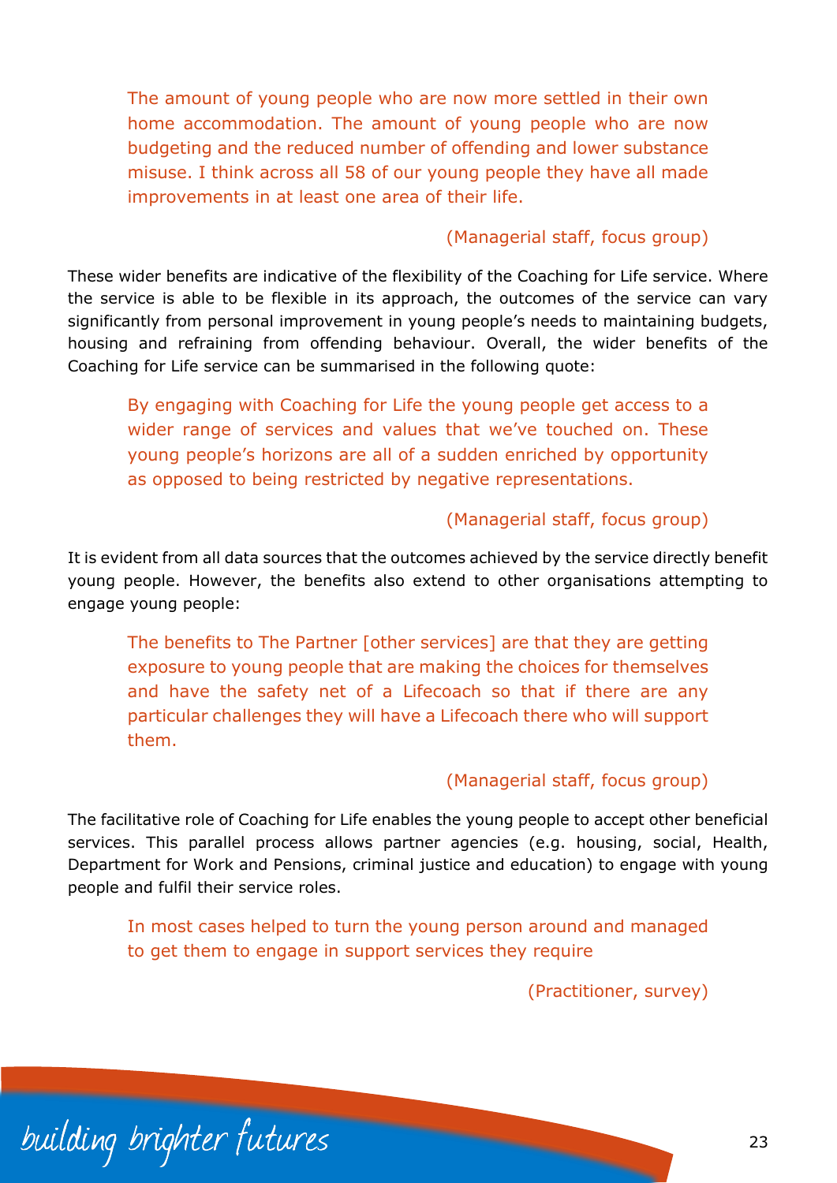> The amount of young people who are now more settled in their own home accommodation. The amount of young people who are now budgeting and the reduced number of offending and lower substance misuse. I think across all 58 of our young people they have all made improvements in at least one area of their life.
>
> (Managerial staff, focus group)

These wider benefits are indicative of the flexibility of the Coaching for Life service. Where the service is able to be flexible in its approach, the outcomes of the service can vary significantly from personal improvement in young people's needs to maintaining budgets, housing and refraining from offending behaviour. Overall, the wider benefits of the Coaching for Life service can be summarised in the following quote:

> By engaging with Coaching for Life the young people get access to a wider range of services and values that we've touched on. These young people's horizons are all of a sudden enriched by opportunity as opposed to being restricted by negative representations.
>
> (Managerial staff, focus group)

It is evident from all data sources that the outcomes achieved by the service directly benefit young people. However, the benefits also extend to other organisations attempting to engage young people:

> The benefits to The Partner [other services] are that they are getting exposure to young people that are making the choices for themselves and have the safety net of a Lifecoach so that if there are any particular challenges they will have a Lifecoach there who will support them.
>
> (Managerial staff, focus group)

The facilitative role of Coaching for Life enables the young people to accept other beneficial services. This parallel process allows partner agencies (e.g. housing, social, Health, Department for Work and Pensions, criminal justice and education) to engage with young people and fulfil their service roles.

> In most cases helped to turn the young person around and managed to get them to engage in support services they require
>
> (Practitioner, survey)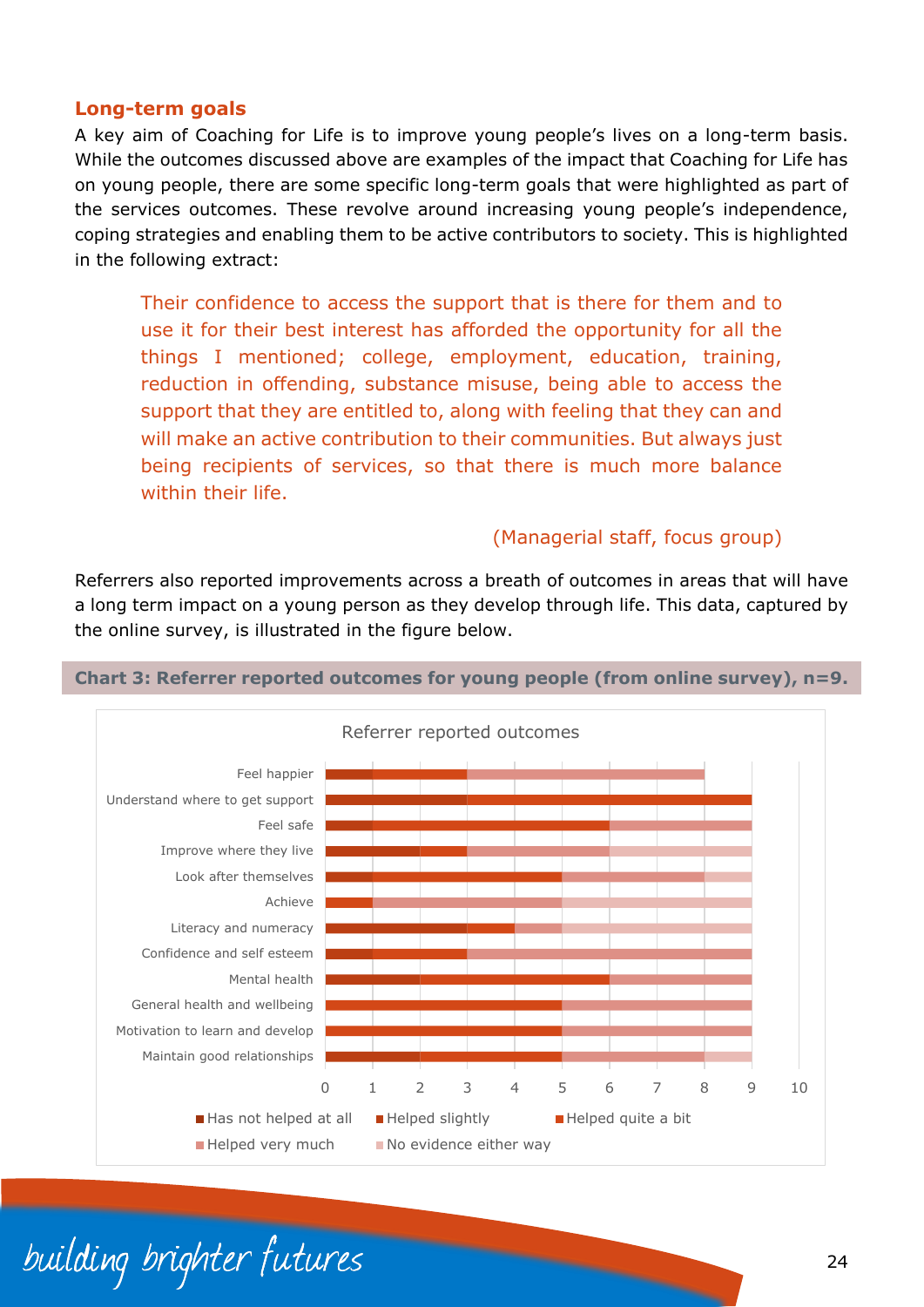### Long-term goals

A key aim of Coaching for Life is to improve young people's lives on a long-term basis. While the outcomes discussed above are examples of the impact that Coaching for Life has on young people, there are some specific long-term goals that were highlighted as part of the services outcomes. These revolve around increasing young people's independence, coping strategies and enabling them to be active contributors to society. This is highlighted in the following extract:

> Their confidence to access the support that is there for them and to use it for their best interest has afforded the opportunity for all the things I mentioned; college, employment, education, training, reduction in offending, substance misuse, being able to access the support that they are entitled to, along with feeling that they can and will make an active contribution to their communities. But always just being recipients of services, so that there is much more balance within their life.
>
> (Managerial staff, focus group)

Referrers also reported improvements across a breath of outcomes in areas that will have a long term impact on a young person as they develop through life. This data, captured by the online survey, is illustrated in the figure below.

**Chart 3: Referrer reported outcomes for young people (from online survey), n=9.**

Referrer reported outcomes

| Outcome | Has not helped at all | Helped slightly | Helped quite a bit | Helped very much | No evidence either way |
|---|---|---|---|---|---|
| Feel happier | 1 | 2 | | 5 | |
| Understand where to get support | 3 | 6 | | | |
| Feel safe | 1 | 5 | | 3 | |
| Improve where they live | 2 | 1 | | 3 | 3 |
| Look after themselves | 1 | 4 | | 3 | 1 |
| Achieve | | 1 | | 4 | 4 |
| Literacy and numeracy | 3 | 1 | | 1 | 4 |
| Confidence and self esteem | 1 | 2 | | 6 | |
| Mental health | 2 | 4 | | 3 | |
| General health and wellbeing | | 5 | | 4 | |
| Motivation to learn and develop | | 5 | | 4 | |
| Maintain good relationships | 2 | 3 | | 3 | 1 |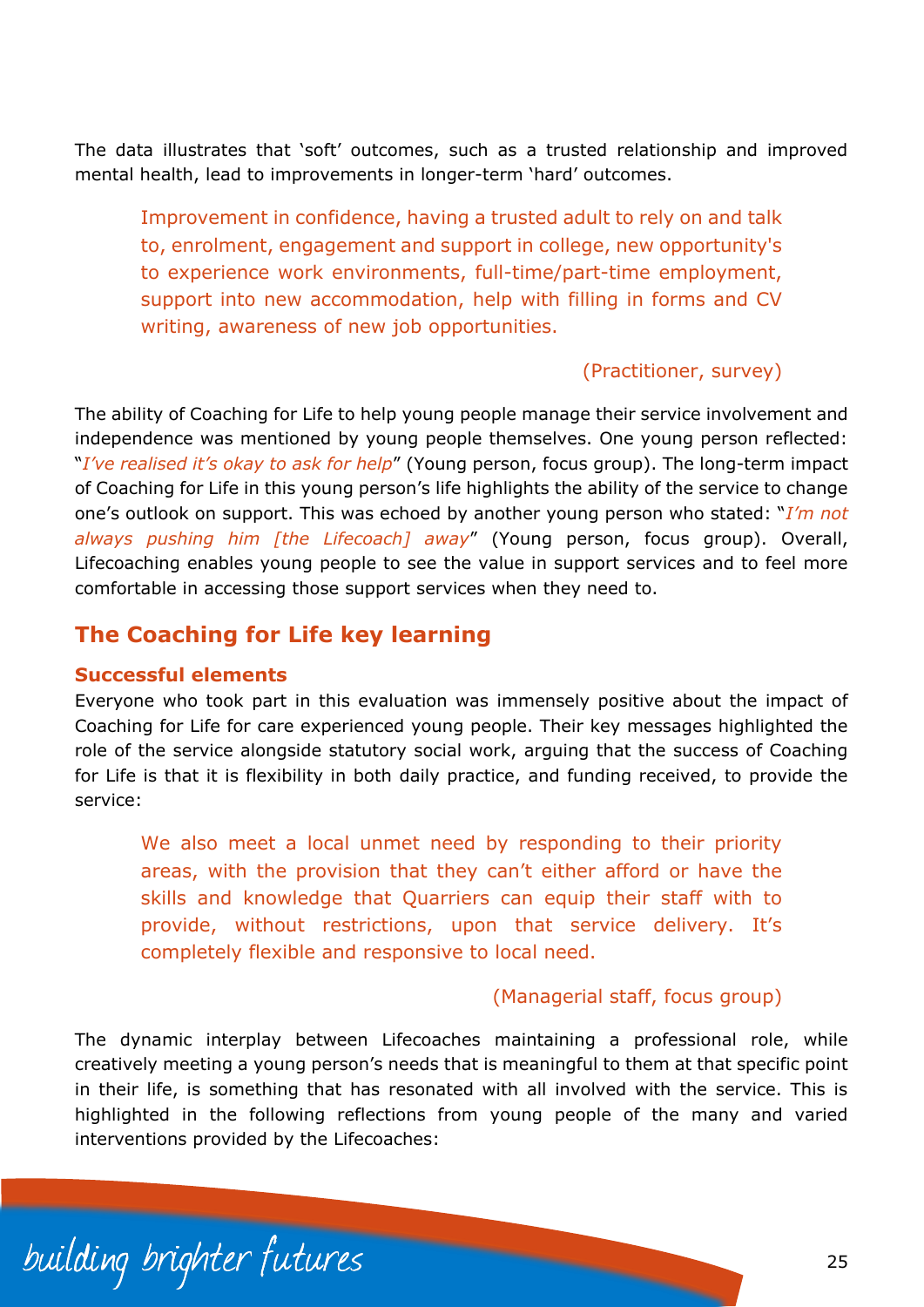The data illustrates that 'soft' outcomes, such as a trusted relationship and improved mental health, lead to improvements in longer-term 'hard' outcomes.

> Improvement in confidence, having a trusted adult to rely on and talk to, enrolment, engagement and support in college, new opportunity's to experience work environments, full-time/part-time employment, support into new accommodation, help with filling in forms and CV writing, awareness of new job opportunities.
>
> (Practitioner, survey)

The ability of Coaching for Life to help young people manage their service involvement and independence was mentioned by young people themselves. One young person reflected: "*I've realised it's okay to ask for help*" (Young person, focus group). The long-term impact of Coaching for Life in this young person's life highlights the ability of the service to change one's outlook on support. This was echoed by another young person who stated: "*I'm not always pushing him [the Lifecoach] away*" (Young person, focus group). Overall, Lifecoaching enables young people to see the value in support services and to feel more comfortable in accessing those support services when they need to.

## The Coaching for Life key learning

### Successful elements

Everyone who took part in this evaluation was immensely positive about the impact of Coaching for Life for care experienced young people. Their key messages highlighted the role of the service alongside statutory social work, arguing that the success of Coaching for Life is that it is flexibility in both daily practice, and funding received, to provide the service:

> We also meet a local unmet need by responding to their priority areas, with the provision that they can't either afford or have the skills and knowledge that Quarriers can equip their staff with to provide, without restrictions, upon that service delivery. It's completely flexible and responsive to local need.
>
> (Managerial staff, focus group)

The dynamic interplay between Lifecoaches maintaining a professional role, while creatively meeting a young person's needs that is meaningful to them at that specific point in their life, is something that has resonated with all involved with the service. This is highlighted in the following reflections from young people of the many and varied interventions provided by the Lifecoaches: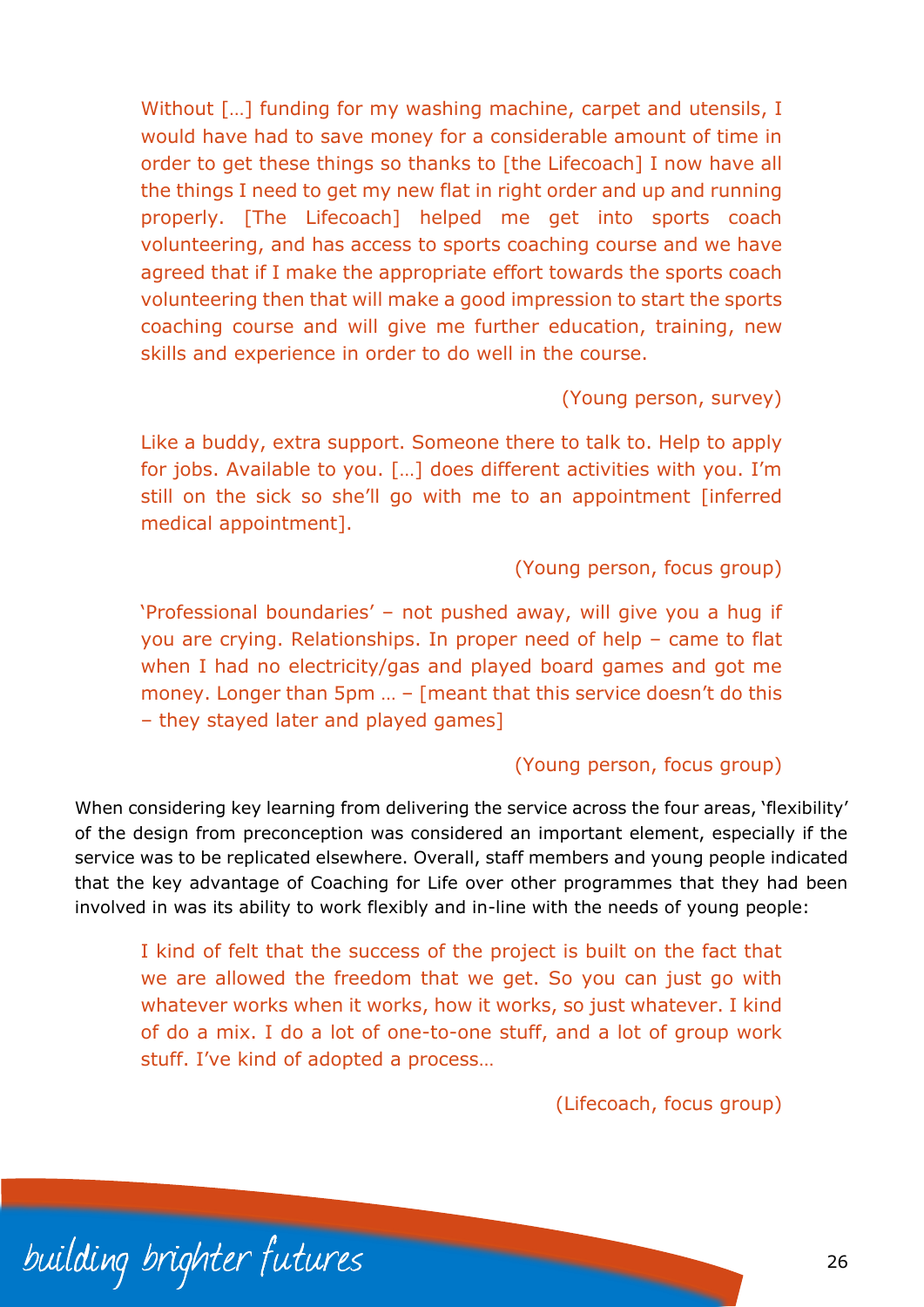> Without […] funding for my washing machine, carpet and utensils, I would have had to save money for a considerable amount of time in order to get these things so thanks to [the Lifecoach] I now have all the things I need to get my new flat in right order and up and running properly. [The Lifecoach] helped me get into sports coach volunteering, and has access to sports coaching course and we have agreed that if I make the appropriate effort towards the sports coach volunteering then that will make a good impression to start the sports coaching course and will give me further education, training, new skills and experience in order to do well in the course.
>
> (Young person, survey)

> Like a buddy, extra support. Someone there to talk to. Help to apply for jobs. Available to you. […] does different activities with you. I'm still on the sick so she'll go with me to an appointment [inferred medical appointment].
>
> (Young person, focus group)

> 'Professional boundaries' – not pushed away, will give you a hug if you are crying. Relationships. In proper need of help – came to flat when I had no electricity/gas and played board games and got me money. Longer than 5pm … – [meant that this service doesn't do this – they stayed later and played games]
>
> (Young person, focus group)

When considering key learning from delivering the service across the four areas, 'flexibility' of the design from preconception was considered an important element, especially if the service was to be replicated elsewhere. Overall, staff members and young people indicated that the key advantage of Coaching for Life over other programmes that they had been involved in was its ability to work flexibly and in-line with the needs of young people:

> I kind of felt that the success of the project is built on the fact that we are allowed the freedom that we get. So you can just go with whatever works when it works, how it works, so just whatever. I kind of do a mix. I do a lot of one-to-one stuff, and a lot of group work stuff. I've kind of adopted a process…
>
> (Lifecoach, focus group)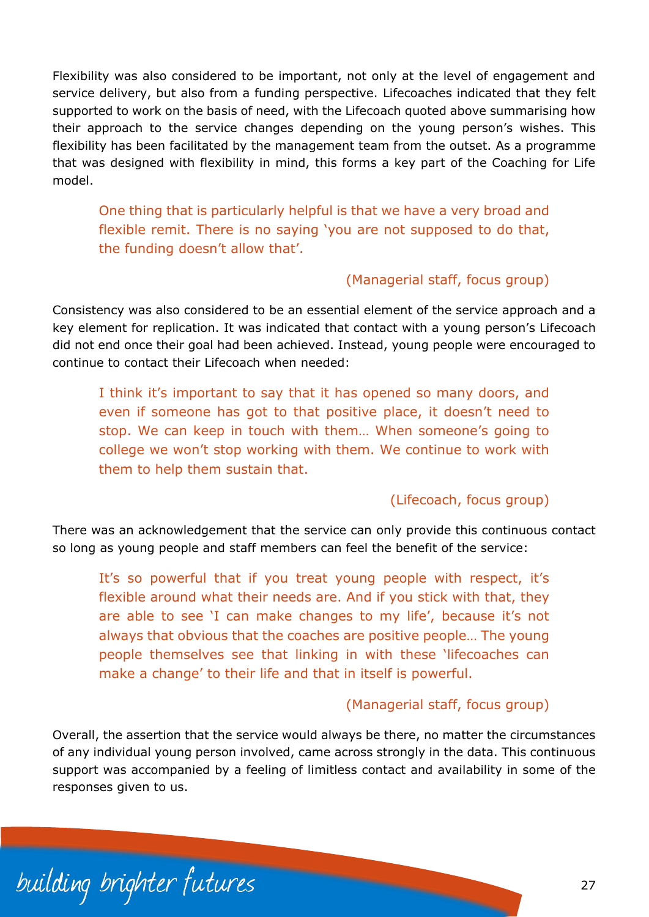Flexibility was also considered to be important, not only at the level of engagement and service delivery, but also from a funding perspective. Lifecoaches indicated that they felt supported to work on the basis of need, with the Lifecoach quoted above summarising how their approach to the service changes depending on the young person's wishes. This flexibility has been facilitated by the management team from the outset. As a programme that was designed with flexibility in mind, this forms a key part of the Coaching for Life model.

> One thing that is particularly helpful is that we have a very broad and flexible remit. There is no saying 'you are not supposed to do that, the funding doesn't allow that'.
>
> (Managerial staff, focus group)

Consistency was also considered to be an essential element of the service approach and a key element for replication. It was indicated that contact with a young person's Lifecoach did not end once their goal had been achieved. Instead, young people were encouraged to continue to contact their Lifecoach when needed:

> I think it's important to say that it has opened so many doors, and even if someone has got to that positive place, it doesn't need to stop. We can keep in touch with them… When someone's going to college we won't stop working with them. We continue to work with them to help them sustain that.
>
> (Lifecoach, focus group)

There was an acknowledgement that the service can only provide this continuous contact so long as young people and staff members can feel the benefit of the service:

> It's so powerful that if you treat young people with respect, it's flexible around what their needs are. And if you stick with that, they are able to see 'I can make changes to my life', because it's not always that obvious that the coaches are positive people… The young people themselves see that linking in with these 'lifecoaches can make a change' to their life and that in itself is powerful.
>
> (Managerial staff, focus group)

Overall, the assertion that the service would always be there, no matter the circumstances of any individual young person involved, came across strongly in the data. This continuous support was accompanied by a feeling of limitless contact and availability in some of the responses given to us.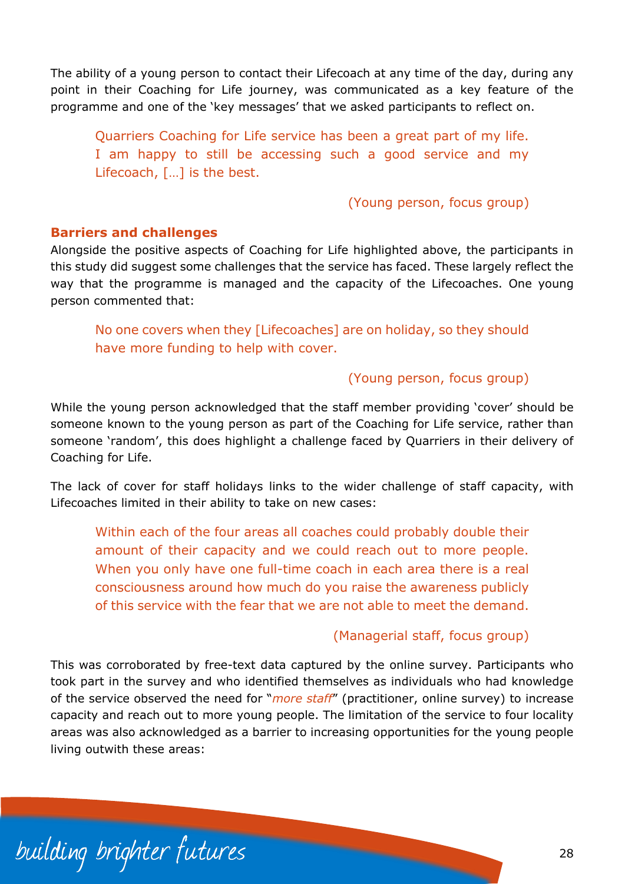The ability of a young person to contact their Lifecoach at any time of the day, during any point in their Coaching for Life journey, was communicated as a key feature of the programme and one of the 'key messages' that we asked participants to reflect on.

> Quarriers Coaching for Life service has been a great part of my life. I am happy to still be accessing such a good service and my Lifecoach, […] is the best.
>
> (Young person, focus group)

**Barriers and challenges**

Alongside the positive aspects of Coaching for Life highlighted above, the participants in this study did suggest some challenges that the service has faced. These largely reflect the way that the programme is managed and the capacity of the Lifecoaches. One young person commented that:

> No one covers when they [Lifecoaches] are on holiday, so they should have more funding to help with cover.
>
> (Young person, focus group)

While the young person acknowledged that the staff member providing 'cover' should be someone known to the young person as part of the Coaching for Life service, rather than someone 'random', this does highlight a challenge faced by Quarriers in their delivery of Coaching for Life.

The lack of cover for staff holidays links to the wider challenge of staff capacity, with Lifecoaches limited in their ability to take on new cases:

> Within each of the four areas all coaches could probably double their amount of their capacity and we could reach out to more people. When you only have one full-time coach in each area there is a real consciousness around how much do you raise the awareness publicly of this service with the fear that we are not able to meet the demand.
>
> (Managerial staff, focus group)

This was corroborated by free-text data captured by the online survey. Participants who took part in the survey and who identified themselves as individuals who had knowledge of the service observed the need for "*more staff*" (practitioner, online survey) to increase capacity and reach out to more young people. The limitation of the service to four locality areas was also acknowledged as a barrier to increasing opportunities for the young people living outwith these areas: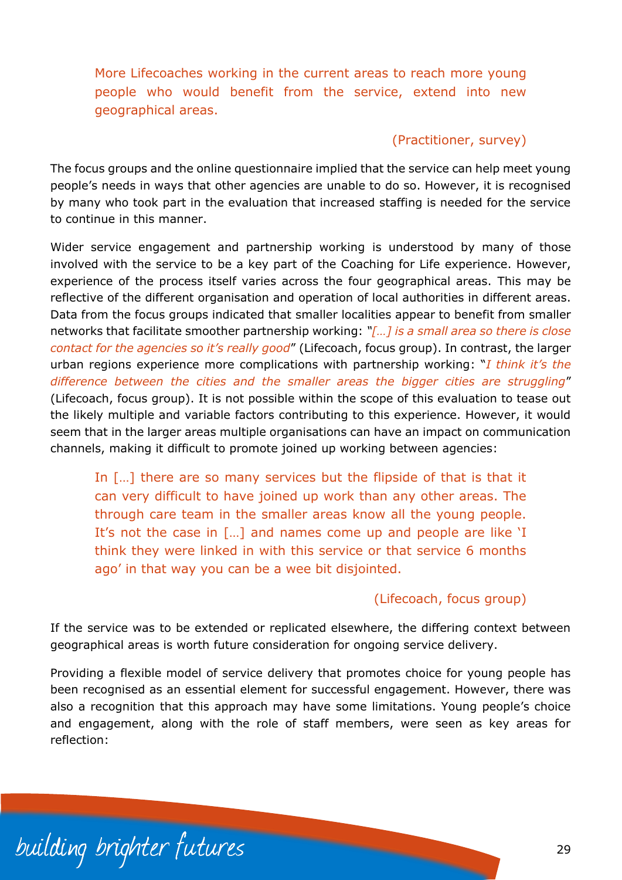> More Lifecoaches working in the current areas to reach more young people who would benefit from the service, extend into new geographical areas.
>
> (Practitioner, survey)

The focus groups and the online questionnaire implied that the service can help meet young people's needs in ways that other agencies are unable to do so. However, it is recognised by many who took part in the evaluation that increased staffing is needed for the service to continue in this manner.

Wider service engagement and partnership working is understood by many of those involved with the service to be a key part of the Coaching for Life experience. However, experience of the process itself varies across the four geographical areas. This may be reflective of the different organisation and operation of local authorities in different areas. Data from the focus groups indicated that smaller localities appear to benefit from smaller networks that facilitate smoother partnership working: "*[…] is a small area so there is close contact for the agencies so it's really good*" (Lifecoach, focus group). In contrast, the larger urban regions experience more complications with partnership working: "*I think it's the difference between the cities and the smaller areas the bigger cities are struggling*" (Lifecoach, focus group). It is not possible within the scope of this evaluation to tease out the likely multiple and variable factors contributing to this experience. However, it would seem that in the larger areas multiple organisations can have an impact on communication channels, making it difficult to promote joined up working between agencies:

> In […] there are so many services but the flipside of that is that it can very difficult to have joined up work than any other areas. The through care team in the smaller areas know all the young people. It's not the case in […] and names come up and people are like 'I think they were linked in with this service or that service 6 months ago' in that way you can be a wee bit disjointed.
>
> (Lifecoach, focus group)

If the service was to be extended or replicated elsewhere, the differing context between geographical areas is worth future consideration for ongoing service delivery.

Providing a flexible model of service delivery that promotes choice for young people has been recognised as an essential element for successful engagement. However, there was also a recognition that this approach may have some limitations. Young people's choice and engagement, along with the role of staff members, were seen as key areas for reflection: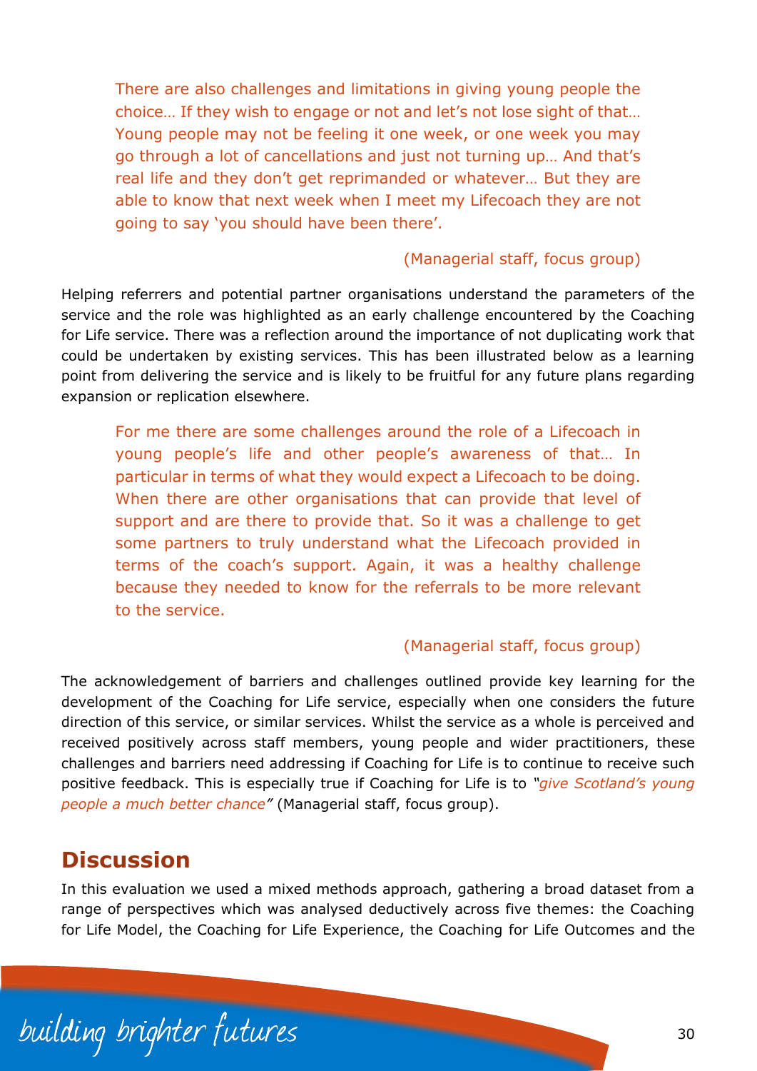> There are also challenges and limitations in giving young people the choice… If they wish to engage or not and let's not lose sight of that… Young people may not be feeling it one week, or one week you may go through a lot of cancellations and just not turning up… And that's real life and they don't get reprimanded or whatever… But they are able to know that next week when I meet my Lifecoach they are not going to say 'you should have been there'.
>
> (Managerial staff, focus group)

Helping referrers and potential partner organisations understand the parameters of the service and the role was highlighted as an early challenge encountered by the Coaching for Life service. There was a reflection around the importance of not duplicating work that could be undertaken by existing services. This has been illustrated below as a learning point from delivering the service and is likely to be fruitful for any future plans regarding expansion or replication elsewhere.

> For me there are some challenges around the role of a Lifecoach in young people's life and other people's awareness of that… In particular in terms of what they would expect a Lifecoach to be doing. When there are other organisations that can provide that level of support and are there to provide that. So it was a challenge to get some partners to truly understand what the Lifecoach provided in terms of the coach's support. Again, it was a healthy challenge because they needed to know for the referrals to be more relevant to the service.
>
> (Managerial staff, focus group)

The acknowledgement of barriers and challenges outlined provide key learning for the development of the Coaching for Life service, especially when one considers the future direction of this service, or similar services. Whilst the service as a whole is perceived and received positively across staff members, young people and wider practitioners, these challenges and barriers need addressing if Coaching for Life is to continue to receive such positive feedback. This is especially true if Coaching for Life is to *"give Scotland's young people a much better chance"* (Managerial staff, focus group).

## Discussion

In this evaluation we used a mixed methods approach, gathering a broad dataset from a range of perspectives which was analysed deductively across five themes: the Coaching for Life Model, the Coaching for Life Experience, the Coaching for Life Outcomes and the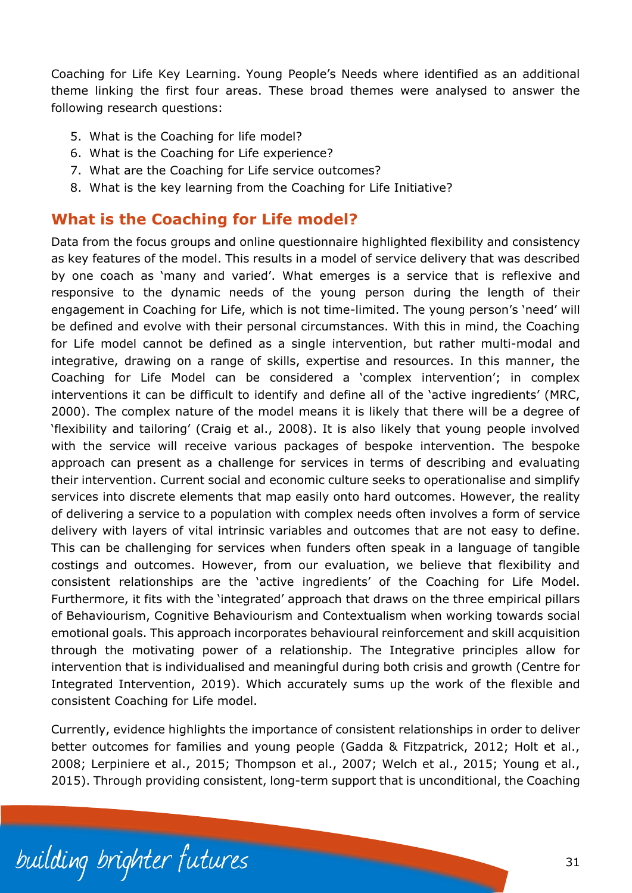Coaching for Life Key Learning. Young People's Needs where identified as an additional theme linking the first four areas. These broad themes were analysed to answer the following research questions:

5. What is the Coaching for life model?
6. What is the Coaching for Life experience?
7. What are the Coaching for Life service outcomes?
8. What is the key learning from the Coaching for Life Initiative?

## What is the Coaching for Life model?

Data from the focus groups and online questionnaire highlighted flexibility and consistency as key features of the model. This results in a model of service delivery that was described by one coach as 'many and varied'. What emerges is a service that is reflexive and responsive to the dynamic needs of the young person during the length of their engagement in Coaching for Life, which is not time-limited. The young person's 'need' will be defined and evolve with their personal circumstances. With this in mind, the Coaching for Life model cannot be defined as a single intervention, but rather multi-modal and integrative, drawing on a range of skills, expertise and resources. In this manner, the Coaching for Life Model can be considered a 'complex intervention'; in complex interventions it can be difficult to identify and define all of the 'active ingredients' (MRC, 2000). The complex nature of the model means it is likely that there will be a degree of 'flexibility and tailoring' (Craig et al., 2008). It is also likely that young people involved with the service will receive various packages of bespoke intervention. The bespoke approach can present as a challenge for services in terms of describing and evaluating their intervention. Current social and economic culture seeks to operationalise and simplify services into discrete elements that map easily onto hard outcomes. However, the reality of delivering a service to a population with complex needs often involves a form of service delivery with layers of vital intrinsic variables and outcomes that are not easy to define. This can be challenging for services when funders often speak in a language of tangible costings and outcomes. However, from our evaluation, we believe that flexibility and consistent relationships are the 'active ingredients' of the Coaching for Life Model. Furthermore, it fits with the 'integrated' approach that draws on the three empirical pillars of Behaviourism, Cognitive Behaviourism and Contextualism when working towards social emotional goals. This approach incorporates behavioural reinforcement and skill acquisition through the motivating power of a relationship. The Integrative principles allow for intervention that is individualised and meaningful during both crisis and growth (Centre for Integrated Intervention, 2019). Which accurately sums up the work of the flexible and consistent Coaching for Life model.

Currently, evidence highlights the importance of consistent relationships in order to deliver better outcomes for families and young people (Gadda & Fitzpatrick, 2012; Holt et al., 2008; Lerpiniere et al., 2015; Thompson et al., 2007; Welch et al., 2015; Young et al., 2015). Through providing consistent, long-term support that is unconditional, the Coaching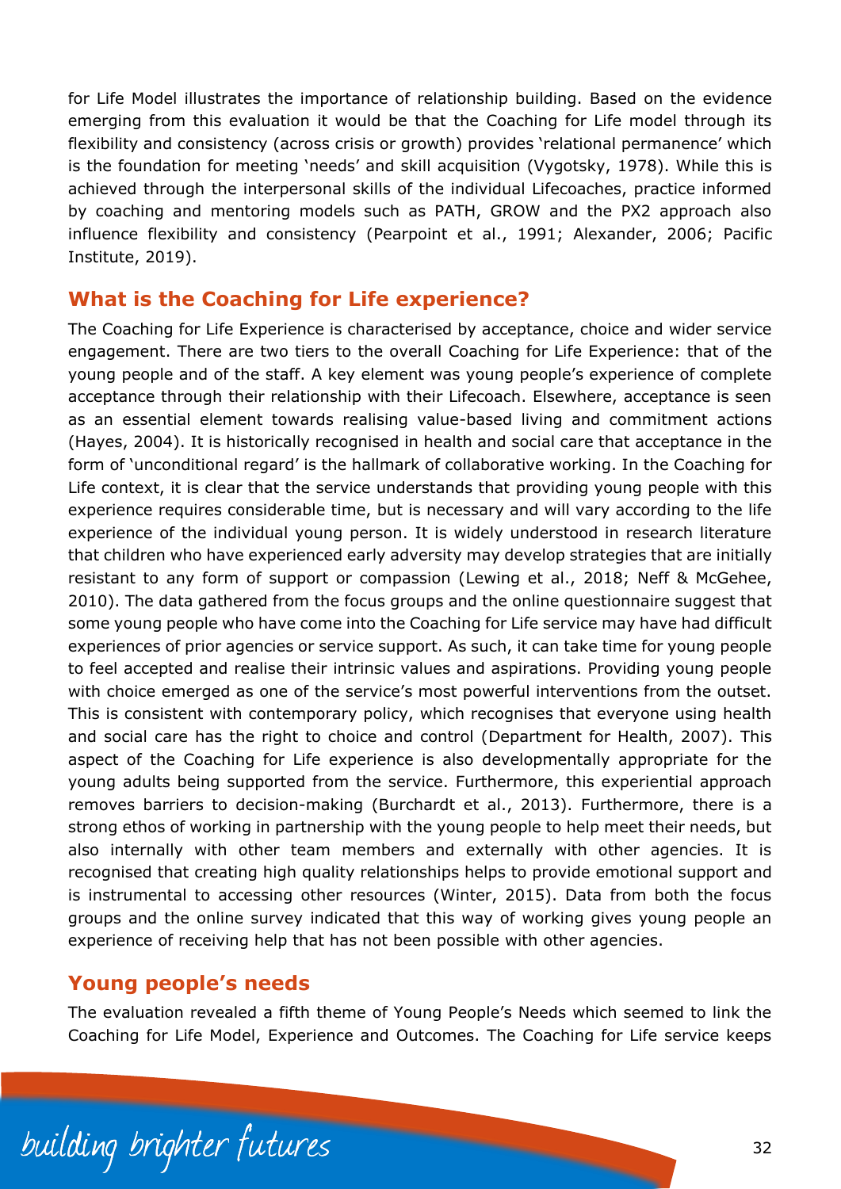for Life Model illustrates the importance of relationship building. Based on the evidence emerging from this evaluation it would be that the Coaching for Life model through its flexibility and consistency (across crisis or growth) provides 'relational permanence' which is the foundation for meeting 'needs' and skill acquisition (Vygotsky, 1978). While this is achieved through the interpersonal skills of the individual Lifecoaches, practice informed by coaching and mentoring models such as PATH, GROW and the PX2 approach also influence flexibility and consistency (Pearpoint et al., 1991; Alexander, 2006; Pacific Institute, 2019).

## What is the Coaching for Life experience?

The Coaching for Life Experience is characterised by acceptance, choice and wider service engagement. There are two tiers to the overall Coaching for Life Experience: that of the young people and of the staff. A key element was young people's experience of complete acceptance through their relationship with their Lifecoach. Elsewhere, acceptance is seen as an essential element towards realising value-based living and commitment actions (Hayes, 2004). It is historically recognised in health and social care that acceptance in the form of 'unconditional regard' is the hallmark of collaborative working. In the Coaching for Life context, it is clear that the service understands that providing young people with this experience requires considerable time, but is necessary and will vary according to the life experience of the individual young person. It is widely understood in research literature that children who have experienced early adversity may develop strategies that are initially resistant to any form of support or compassion (Lewing et al., 2018; Neff & McGehee, 2010). The data gathered from the focus groups and the online questionnaire suggest that some young people who have come into the Coaching for Life service may have had difficult experiences of prior agencies or service support. As such, it can take time for young people to feel accepted and realise their intrinsic values and aspirations. Providing young people with choice emerged as one of the service's most powerful interventions from the outset. This is consistent with contemporary policy, which recognises that everyone using health and social care has the right to choice and control (Department for Health, 2007). This aspect of the Coaching for Life experience is also developmentally appropriate for the young adults being supported from the service. Furthermore, this experiential approach removes barriers to decision-making (Burchardt et al., 2013). Furthermore, there is a strong ethos of working in partnership with the young people to help meet their needs, but also internally with other team members and externally with other agencies. It is recognised that creating high quality relationships helps to provide emotional support and is instrumental to accessing other resources (Winter, 2015). Data from both the focus groups and the online survey indicated that this way of working gives young people an experience of receiving help that has not been possible with other agencies.

## Young people's needs

The evaluation revealed a fifth theme of Young People's Needs which seemed to link the Coaching for Life Model, Experience and Outcomes. The Coaching for Life service keeps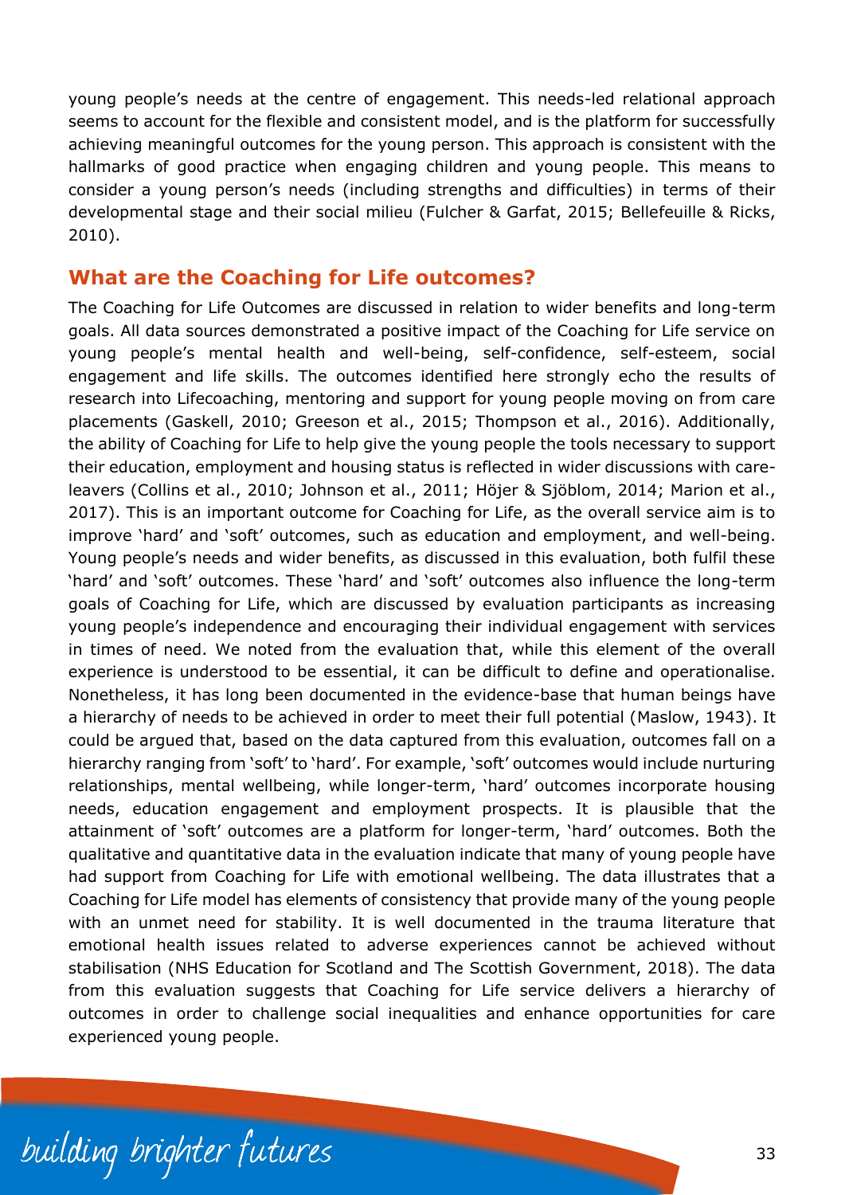young people's needs at the centre of engagement. This needs-led relational approach seems to account for the flexible and consistent model, and is the platform for successfully achieving meaningful outcomes for the young person. This approach is consistent with the hallmarks of good practice when engaging children and young people. This means to consider a young person's needs (including strengths and difficulties) in terms of their developmental stage and their social milieu (Fulcher & Garfat, 2015; Bellefeuille & Ricks, 2010).

## What are the Coaching for Life outcomes?

The Coaching for Life Outcomes are discussed in relation to wider benefits and long-term goals. All data sources demonstrated a positive impact of the Coaching for Life service on young people's mental health and well-being, self-confidence, self-esteem, social engagement and life skills. The outcomes identified here strongly echo the results of research into Lifecoaching, mentoring and support for young people moving on from care placements (Gaskell, 2010; Greeson et al., 2015; Thompson et al., 2016). Additionally, the ability of Coaching for Life to help give the young people the tools necessary to support their education, employment and housing status is reflected in wider discussions with care-leavers (Collins et al., 2010; Johnson et al., 2011; Höjer & Sjöblom, 2014; Marion et al., 2017). This is an important outcome for Coaching for Life, as the overall service aim is to improve 'hard' and 'soft' outcomes, such as education and employment, and well-being. Young people's needs and wider benefits, as discussed in this evaluation, both fulfil these 'hard' and 'soft' outcomes. These 'hard' and 'soft' outcomes also influence the long-term goals of Coaching for Life, which are discussed by evaluation participants as increasing young people's independence and encouraging their individual engagement with services in times of need. We noted from the evaluation that, while this element of the overall experience is understood to be essential, it can be difficult to define and operationalise. Nonetheless, it has long been documented in the evidence-base that human beings have a hierarchy of needs to be achieved in order to meet their full potential (Maslow, 1943). It could be argued that, based on the data captured from this evaluation, outcomes fall on a hierarchy ranging from 'soft' to 'hard'. For example, 'soft' outcomes would include nurturing relationships, mental wellbeing, while longer-term, 'hard' outcomes incorporate housing needs, education engagement and employment prospects. It is plausible that the attainment of 'soft' outcomes are a platform for longer-term, 'hard' outcomes. Both the qualitative and quantitative data in the evaluation indicate that many of young people have had support from Coaching for Life with emotional wellbeing. The data illustrates that a Coaching for Life model has elements of consistency that provide many of the young people with an unmet need for stability. It is well documented in the trauma literature that emotional health issues related to adverse experiences cannot be achieved without stabilisation (NHS Education for Scotland and The Scottish Government, 2018). The data from this evaluation suggests that Coaching for Life service delivers a hierarchy of outcomes in order to challenge social inequalities and enhance opportunities for care experienced young people.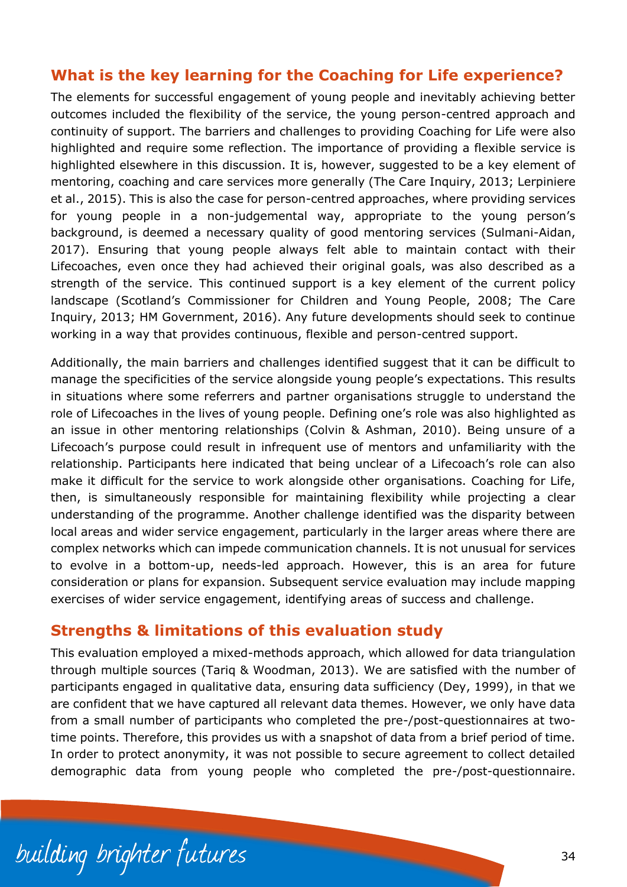## What is the key learning for the Coaching for Life experience?

The elements for successful engagement of young people and inevitably achieving better outcomes included the flexibility of the service, the young person-centred approach and continuity of support. The barriers and challenges to providing Coaching for Life were also highlighted and require some reflection. The importance of providing a flexible service is highlighted elsewhere in this discussion. It is, however, suggested to be a key element of mentoring, coaching and care services more generally (The Care Inquiry, 2013; Lerpiniere et al., 2015). This is also the case for person-centred approaches, where providing services for young people in a non-judgemental way, appropriate to the young person's background, is deemed a necessary quality of good mentoring services (Sulmani-Aidan, 2017). Ensuring that young people always felt able to maintain contact with their Lifecoaches, even once they had achieved their original goals, was also described as a strength of the service. This continued support is a key element of the current policy landscape (Scotland's Commissioner for Children and Young People, 2008; The Care Inquiry, 2013; HM Government, 2016). Any future developments should seek to continue working in a way that provides continuous, flexible and person-centred support.

Additionally, the main barriers and challenges identified suggest that it can be difficult to manage the specificities of the service alongside young people's expectations. This results in situations where some referrers and partner organisations struggle to understand the role of Lifecoaches in the lives of young people. Defining one's role was also highlighted as an issue in other mentoring relationships (Colvin & Ashman, 2010). Being unsure of a Lifecoach's purpose could result in infrequent use of mentors and unfamiliarity with the relationship. Participants here indicated that being unclear of a Lifecoach's role can also make it difficult for the service to work alongside other organisations. Coaching for Life, then, is simultaneously responsible for maintaining flexibility while projecting a clear understanding of the programme. Another challenge identified was the disparity between local areas and wider service engagement, particularly in the larger areas where there are complex networks which can impede communication channels. It is not unusual for services to evolve in a bottom-up, needs-led approach. However, this is an area for future consideration or plans for expansion. Subsequent service evaluation may include mapping exercises of wider service engagement, identifying areas of success and challenge.

## Strengths & limitations of this evaluation study

This evaluation employed a mixed-methods approach, which allowed for data triangulation through multiple sources (Tariq & Woodman, 2013). We are satisfied with the number of participants engaged in qualitative data, ensuring data sufficiency (Dey, 1999), in that we are confident that we have captured all relevant data themes. However, we only have data from a small number of participants who completed the pre-/post-questionnaires at two-time points. Therefore, this provides us with a snapshot of data from a brief period of time. In order to protect anonymity, it was not possible to secure agreement to collect detailed demographic data from young people who completed the pre-/post-questionnaire.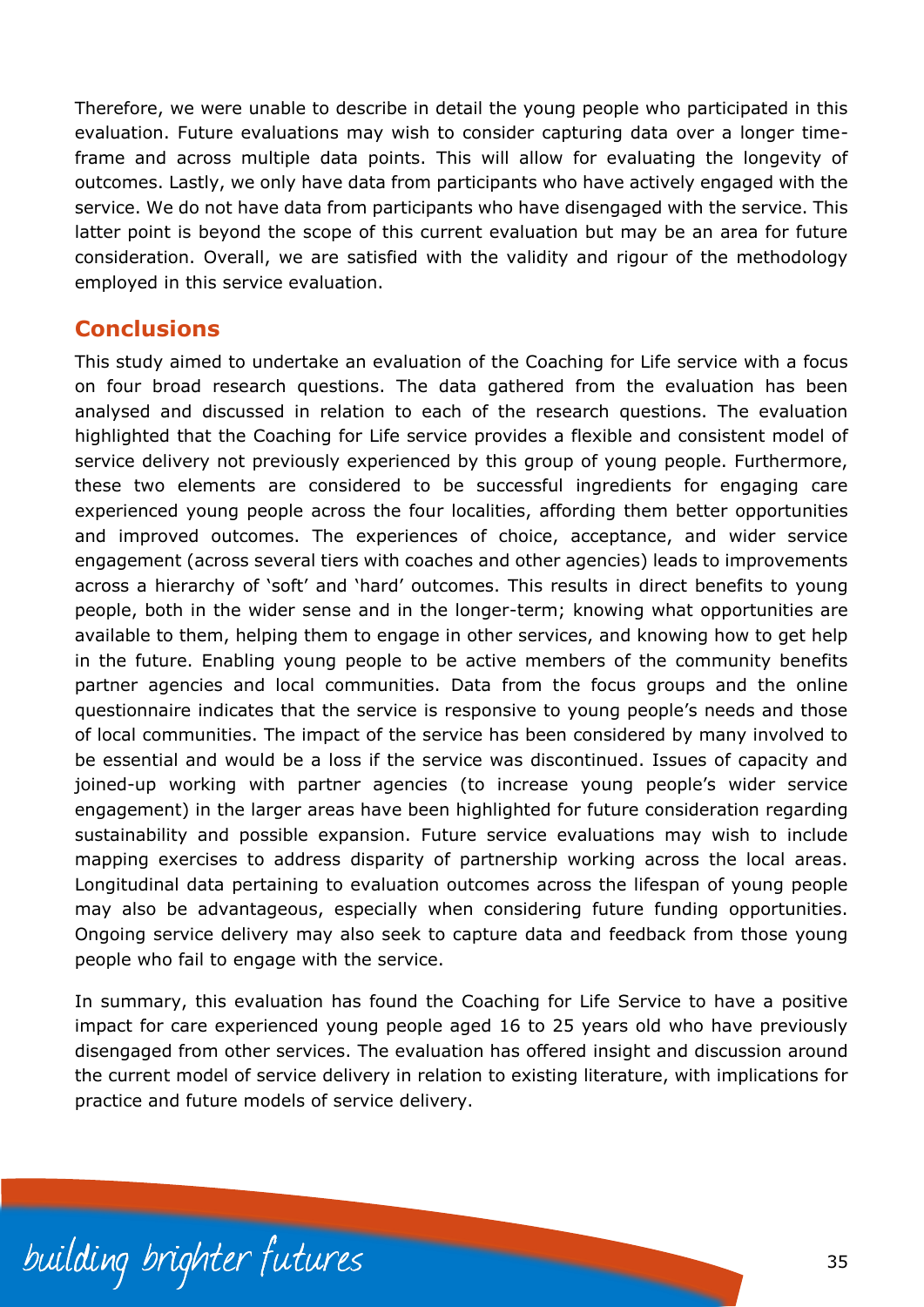Therefore, we were unable to describe in detail the young people who participated in this evaluation. Future evaluations may wish to consider capturing data over a longer time-frame and across multiple data points. This will allow for evaluating the longevity of outcomes. Lastly, we only have data from participants who have actively engaged with the service. We do not have data from participants who have disengaged with the service. This latter point is beyond the scope of this current evaluation but may be an area for future consideration. Overall, we are satisfied with the validity and rigour of the methodology employed in this service evaluation.

## Conclusions

This study aimed to undertake an evaluation of the Coaching for Life service with a focus on four broad research questions. The data gathered from the evaluation has been analysed and discussed in relation to each of the research questions. The evaluation highlighted that the Coaching for Life service provides a flexible and consistent model of service delivery not previously experienced by this group of young people. Furthermore, these two elements are considered to be successful ingredients for engaging care experienced young people across the four localities, affording them better opportunities and improved outcomes. The experiences of choice, acceptance, and wider service engagement (across several tiers with coaches and other agencies) leads to improvements across a hierarchy of 'soft' and 'hard' outcomes. This results in direct benefits to young people, both in the wider sense and in the longer-term; knowing what opportunities are available to them, helping them to engage in other services, and knowing how to get help in the future. Enabling young people to be active members of the community benefits partner agencies and local communities. Data from the focus groups and the online questionnaire indicates that the service is responsive to young people's needs and those of local communities. The impact of the service has been considered by many involved to be essential and would be a loss if the service was discontinued. Issues of capacity and joined-up working with partner agencies (to increase young people's wider service engagement) in the larger areas have been highlighted for future consideration regarding sustainability and possible expansion. Future service evaluations may wish to include mapping exercises to address disparity of partnership working across the local areas. Longitudinal data pertaining to evaluation outcomes across the lifespan of young people may also be advantageous, especially when considering future funding opportunities. Ongoing service delivery may also seek to capture data and feedback from those young people who fail to engage with the service.

In summary, this evaluation has found the Coaching for Life Service to have a positive impact for care experienced young people aged 16 to 25 years old who have previously disengaged from other services. The evaluation has offered insight and discussion around the current model of service delivery in relation to existing literature, with implications for practice and future models of service delivery.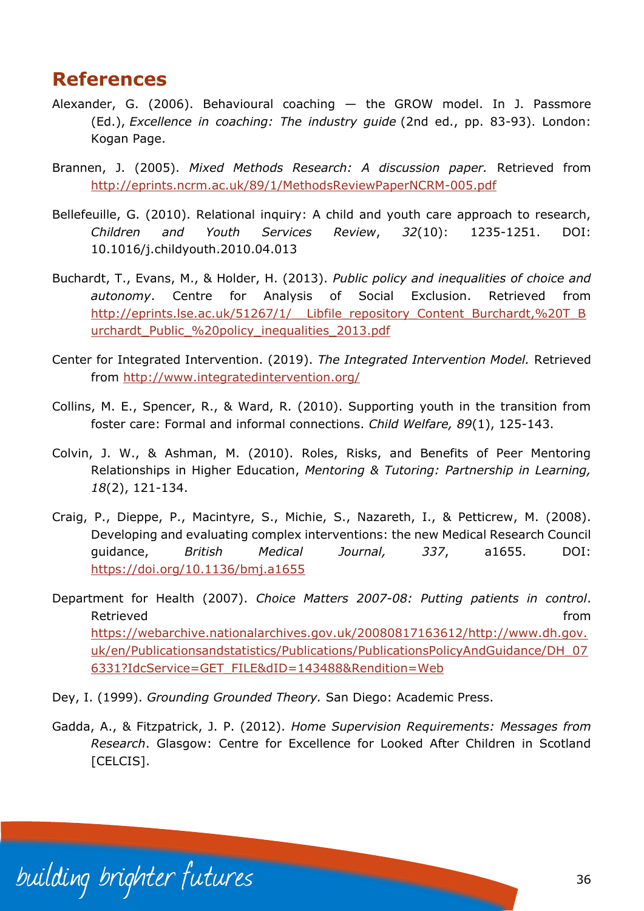## References

Alexander, G. (2006). Behavioural coaching — the GROW model. In J. Passmore (Ed.), *Excellence in coaching: The industry guide* (2nd ed., pp. 83-93). London: Kogan Page.

Brannen, J. (2005). *Mixed Methods Research: A discussion paper.* Retrieved from http://eprints.ncrm.ac.uk/89/1/MethodsReviewPaperNCRM-005.pdf

Bellefeuille, G. (2010). Relational inquiry: A child and youth care approach to research, *Children and Youth Services Review*, *32*(10): 1235-1251. DOI: 10.1016/j.childyouth.2010.04.013

Buchardt, T., Evans, M., & Holder, H. (2013). *Public policy and inequalities of choice and autonomy*. Centre for Analysis of Social Exclusion. Retrieved from http://eprints.lse.ac.uk/51267/1/__Libfile_repository_Content_Burchardt,%20T_Burchardt_Public_%20policy_inequalities_2013.pdf

Center for Integrated Intervention. (2019). *The Integrated Intervention Model.* Retrieved from http://www.integratedintervention.org/

Collins, M. E., Spencer, R., & Ward, R. (2010). Supporting youth in the transition from foster care: Formal and informal connections. *Child Welfare, 89*(1), 125-143.

Colvin, J. W., & Ashman, M. (2010). Roles, Risks, and Benefits of Peer Mentoring Relationships in Higher Education, *Mentoring & Tutoring: Partnership in Learning, 18*(2), 121-134.

Craig, P., Dieppe, P., Macintyre, S., Michie, S., Nazareth, I., & Petticrew, M. (2008). Developing and evaluating complex interventions: the new Medical Research Council guidance, *British Medical Journal, 337*, a1655. DOI: https://doi.org/10.1136/bmj.a1655

Department for Health (2007). *Choice Matters 2007-08: Putting patients in control*. Retrieved from https://webarchive.nationalarchives.gov.uk/20080817163612/http://www.dh.gov.uk/en/Publicationsandstatistics/Publications/PublicationsPolicyAndGuidance/DH_076331?IdcService=GET_FILE&dID=143488&Rendition=Web

Dey, I. (1999). *Grounding Grounded Theory.* San Diego: Academic Press.

Gadda, A., & Fitzpatrick, J. P. (2012). *Home Supervision Requirements: Messages from Research*. Glasgow: Centre for Excellence for Looked After Children in Scotland [CELCIS].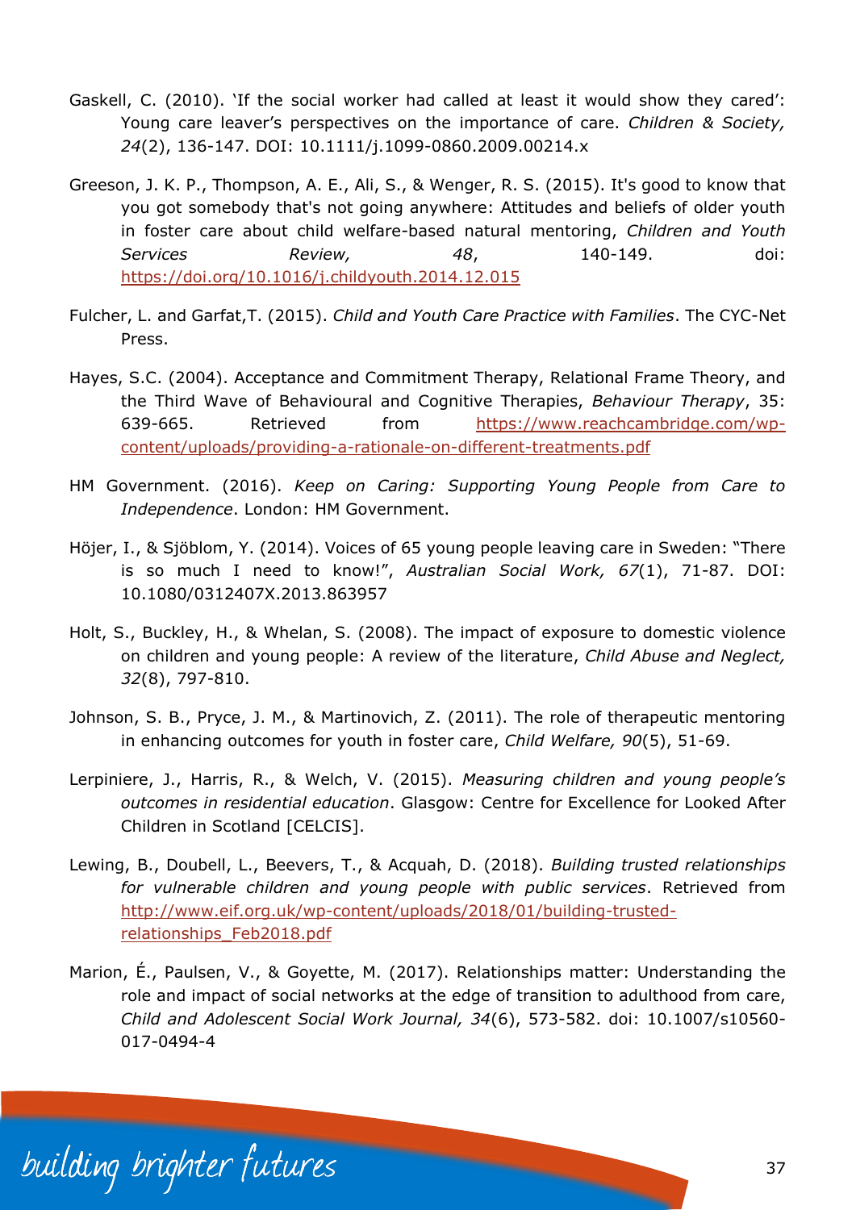Gaskell, C. (2010). 'If the social worker had called at least it would show they cared': Young care leaver's perspectives on the importance of care. *Children & Society, 24*(2), 136-147. DOI: 10.1111/j.1099-0860.2009.00214.x

Greeson, J. K. P., Thompson, A. E., Ali, S., & Wenger, R. S. (2015). It's good to know that you got somebody that's not going anywhere: Attitudes and beliefs of older youth in foster care about child welfare-based natural mentoring, *Children and Youth Services Review, 48*, 140-149. doi: https://doi.org/10.1016/j.childyouth.2014.12.015

Fulcher, L. and Garfat,T. (2015). *Child and Youth Care Practice with Families*. The CYC-Net Press.

Hayes, S.C. (2004). Acceptance and Commitment Therapy, Relational Frame Theory, and the Third Wave of Behavioural and Cognitive Therapies, *Behaviour Therapy*, 35: 639-665. Retrieved from https://www.reachcambridge.com/wp-content/uploads/providing-a-rationale-on-different-treatments.pdf

HM Government. (2016). *Keep on Caring: Supporting Young People from Care to Independence*. London: HM Government.

Höjer, I., & Sjöblom, Y. (2014). Voices of 65 young people leaving care in Sweden: "There is so much I need to know!", *Australian Social Work, 67*(1), 71-87. DOI: 10.1080/0312407X.2013.863957

Holt, S., Buckley, H., & Whelan, S. (2008). The impact of exposure to domestic violence on children and young people: A review of the literature, *Child Abuse and Neglect, 32*(8), 797-810.

Johnson, S. B., Pryce, J. M., & Martinovich, Z. (2011). The role of therapeutic mentoring in enhancing outcomes for youth in foster care, *Child Welfare, 90*(5), 51-69.

Lerpiniere, J., Harris, R., & Welch, V. (2015). *Measuring children and young people's outcomes in residential education*. Glasgow: Centre for Excellence for Looked After Children in Scotland [CELCIS].

Lewing, B., Doubell, L., Beevers, T., & Acquah, D. (2018). *Building trusted relationships for vulnerable children and young people with public services*. Retrieved from http://www.eif.org.uk/wp-content/uploads/2018/01/building-trusted-relationships_Feb2018.pdf

Marion, É., Paulsen, V., & Goyette, M. (2017). Relationships matter: Understanding the role and impact of social networks at the edge of transition to adulthood from care, *Child and Adolescent Social Work Journal, 34*(6), 573-582. doi: 10.1007/s10560-017-0494-4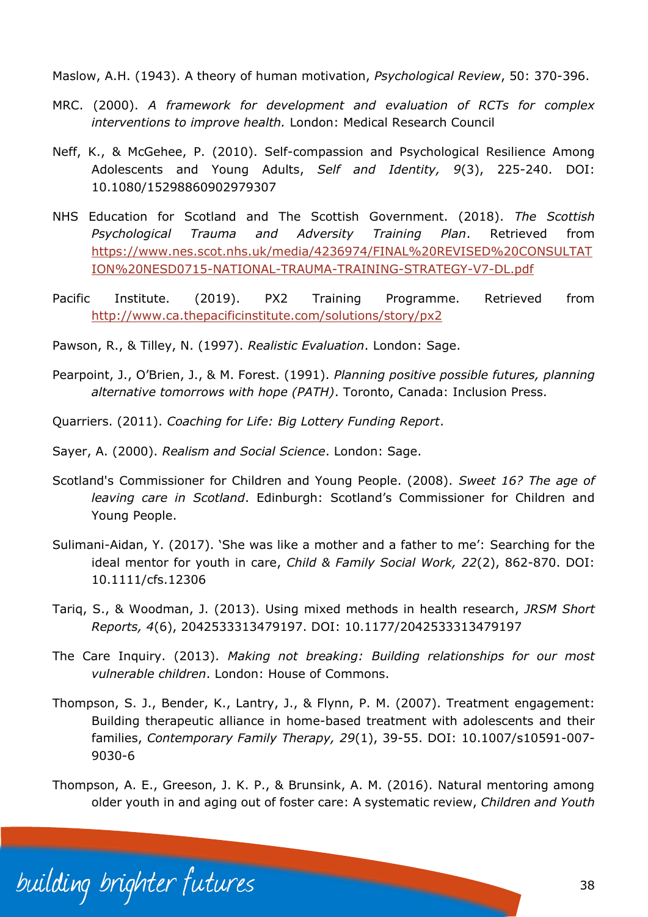Maslow, A.H. (1943). A theory of human motivation, *Psychological Review*, 50: 370-396.

MRC. (2000). *A framework for development and evaluation of RCTs for complex interventions to improve health.* London: Medical Research Council

Neff, K., & McGehee, P. (2010). Self-compassion and Psychological Resilience Among Adolescents and Young Adults, *Self and Identity, 9*(3), 225-240. DOI: 10.1080/15298860902979307

NHS Education for Scotland and The Scottish Government. (2018). *The Scottish Psychological Trauma and Adversity Training Plan*. Retrieved from https://www.nes.scot.nhs.uk/media/4236974/FINAL%20REVISED%20CONSULTATION%20NESD0715-NATIONAL-TRAUMA-TRAINING-STRATEGY-V7-DL.pdf

Pacific Institute. (2019). PX2 Training Programme. Retrieved from http://www.ca.thepacificinstitute.com/solutions/story/px2

Pawson, R., & Tilley, N. (1997). *Realistic Evaluation*. London: Sage.

Pearpoint, J., O'Brien, J., & M. Forest. (1991). *Planning positive possible futures, planning alternative tomorrows with hope (PATH)*. Toronto, Canada: Inclusion Press.

Quarriers. (2011). *Coaching for Life: Big Lottery Funding Report*.

Sayer, A. (2000). *Realism and Social Science*. London: Sage.

Scotland's Commissioner for Children and Young People. (2008). *Sweet 16? The age of leaving care in Scotland*. Edinburgh: Scotland's Commissioner for Children and Young People.

Sulimani-Aidan, Y. (2017). 'She was like a mother and a father to me': Searching for the ideal mentor for youth in care, *Child & Family Social Work, 22*(2), 862-870. DOI: 10.1111/cfs.12306

Tariq, S., & Woodman, J. (2013). Using mixed methods in health research, *JRSM Short Reports, 4*(6), 2042533313479197. DOI: 10.1177/2042533313479197

The Care Inquiry. (2013). *Making not breaking: Building relationships for our most vulnerable children*. London: House of Commons.

Thompson, S. J., Bender, K., Lantry, J., & Flynn, P. M. (2007). Treatment engagement: Building therapeutic alliance in home-based treatment with adolescents and their families, *Contemporary Family Therapy, 29*(1), 39-55. DOI: 10.1007/s10591-007-9030-6

Thompson, A. E., Greeson, J. K. P., & Brunsink, A. M. (2016). Natural mentoring among older youth in and aging out of foster care: A systematic review, *Children and Youth*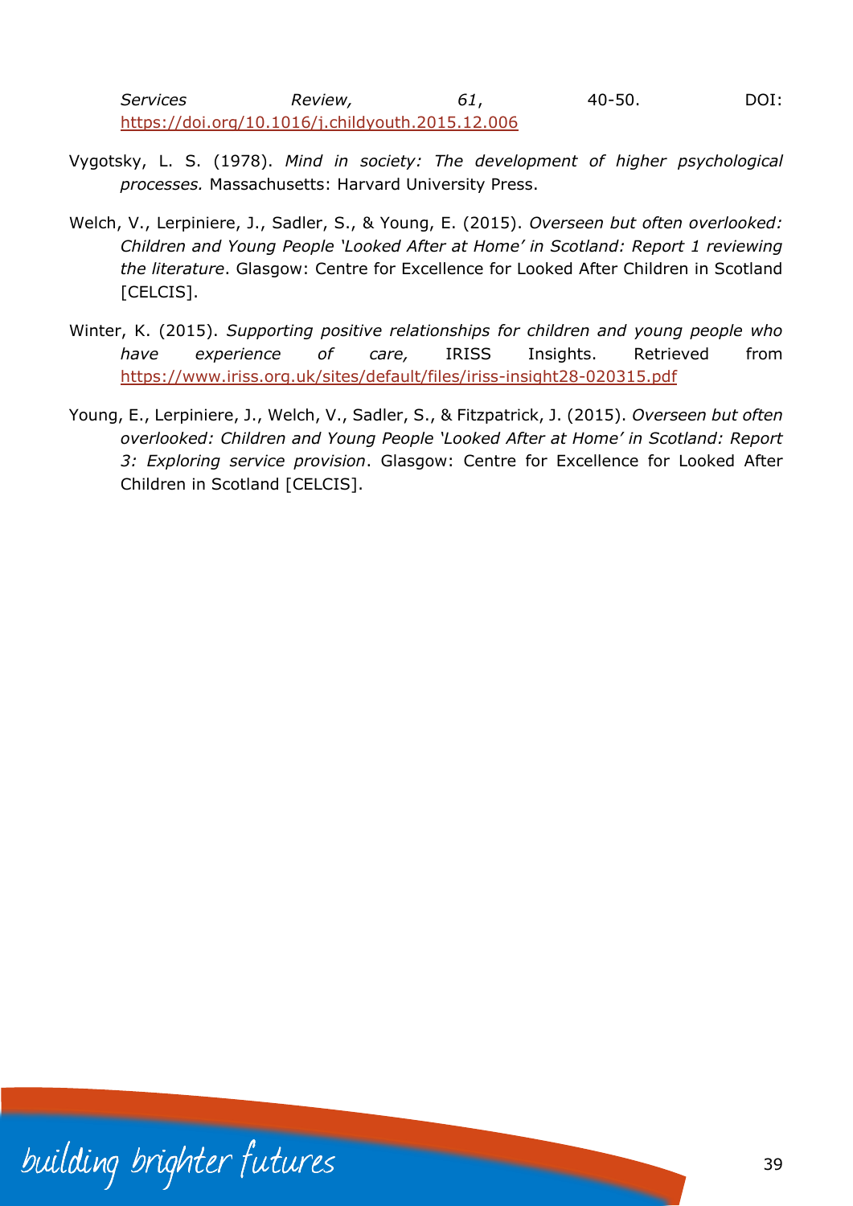*Services Review, 61*, 40-50. DOI: https://doi.org/10.1016/j.childyouth.2015.12.006

Vygotsky, L. S. (1978). *Mind in society: The development of higher psychological processes.* Massachusetts: Harvard University Press.

Welch, V., Lerpiniere, J., Sadler, S., & Young, E. (2015). *Overseen but often overlooked: Children and Young People 'Looked After at Home' in Scotland: Report 1 reviewing the literature*. Glasgow: Centre for Excellence for Looked After Children in Scotland [CELCIS].

Winter, K. (2015). *Supporting positive relationships for children and young people who have experience of care,* IRISS Insights. Retrieved from https://www.iriss.org.uk/sites/default/files/iriss-insight28-020315.pdf

Young, E., Lerpiniere, J., Welch, V., Sadler, S., & Fitzpatrick, J. (2015). *Overseen but often overlooked: Children and Young People 'Looked After at Home' in Scotland: Report 3: Exploring service provision*. Glasgow: Centre for Excellence for Looked After Children in Scotland [CELCIS].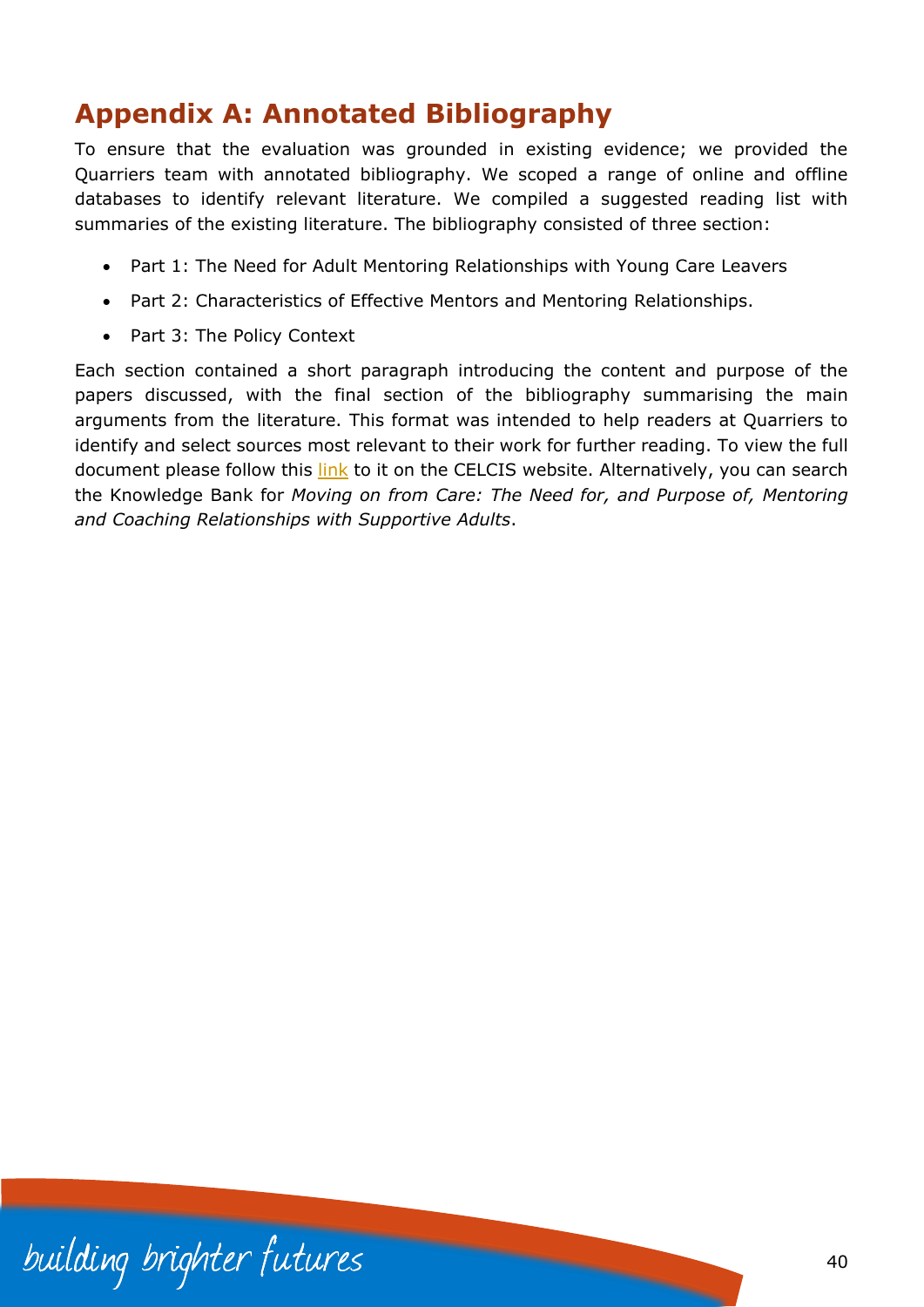## Appendix A: Annotated Bibliography

To ensure that the evaluation was grounded in existing evidence; we provided the Quarriers team with annotated bibliography. We scoped a range of online and offline databases to identify relevant literature. We compiled a suggested reading list with summaries of the existing literature. The bibliography consisted of three section:

- Part 1: The Need for Adult Mentoring Relationships with Young Care Leavers
- Part 2: Characteristics of Effective Mentors and Mentoring Relationships.
- Part 3: The Policy Context

Each section contained a short paragraph introducing the content and purpose of the papers discussed, with the final section of the bibliography summarising the main arguments from the literature. This format was intended to help readers at Quarriers to identify and select sources most relevant to their work for further reading. To view the full document please follow this link to it on the CELCIS website. Alternatively, you can search the Knowledge Bank for *Moving on from Care: The Need for, and Purpose of, Mentoring and Coaching Relationships with Supportive Adults*.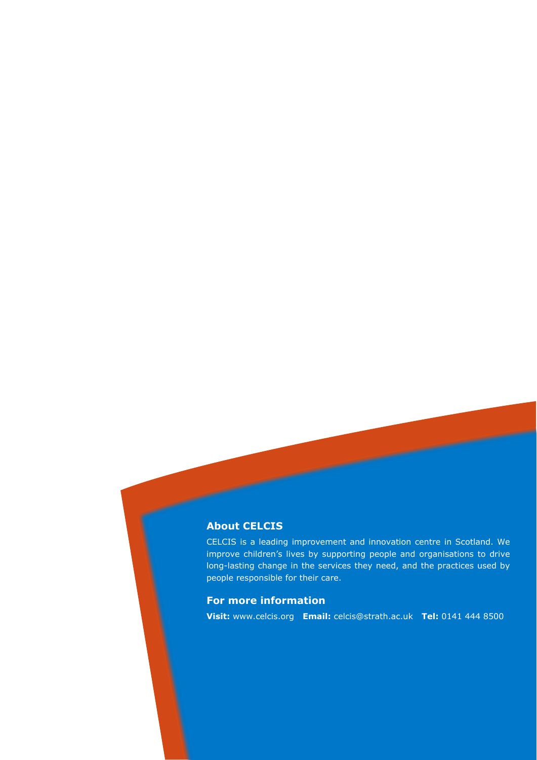## About CELCIS

CELCIS is a leading improvement and innovation centre in Scotland. We improve children's lives by supporting people and organisations to drive long-lasting change in the services they need, and the practices used by people responsible for their care.

## For more information

**Visit:** www.celcis.org **Email:** celcis@strath.ac.uk **Tel:** 0141 444 8500